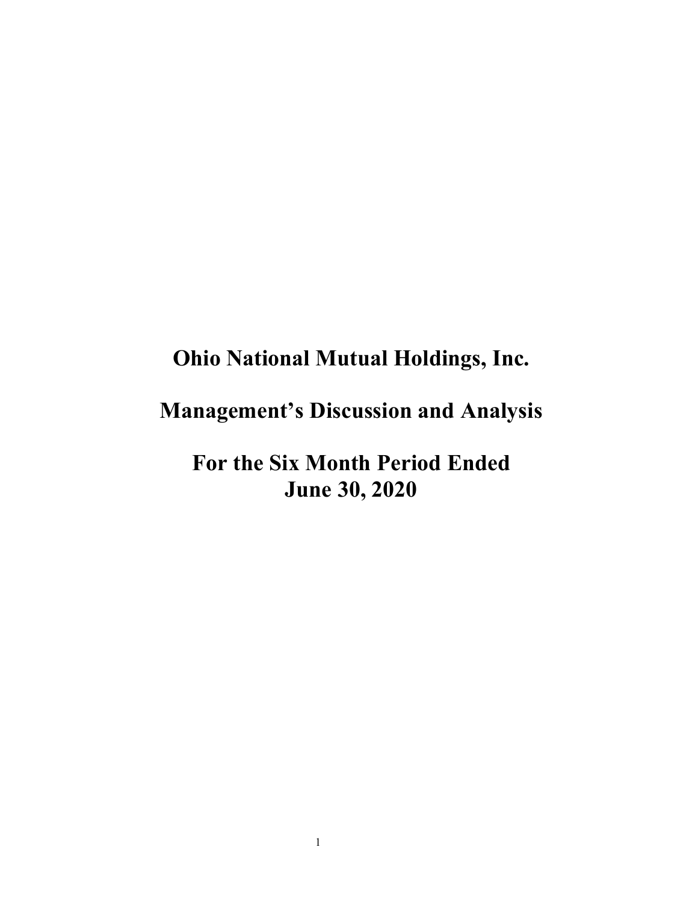# Ohio National Mutual Holdings, Inc.

# Management's Discussion and Analysis

# For the Six Month Period Ended June 30, 2020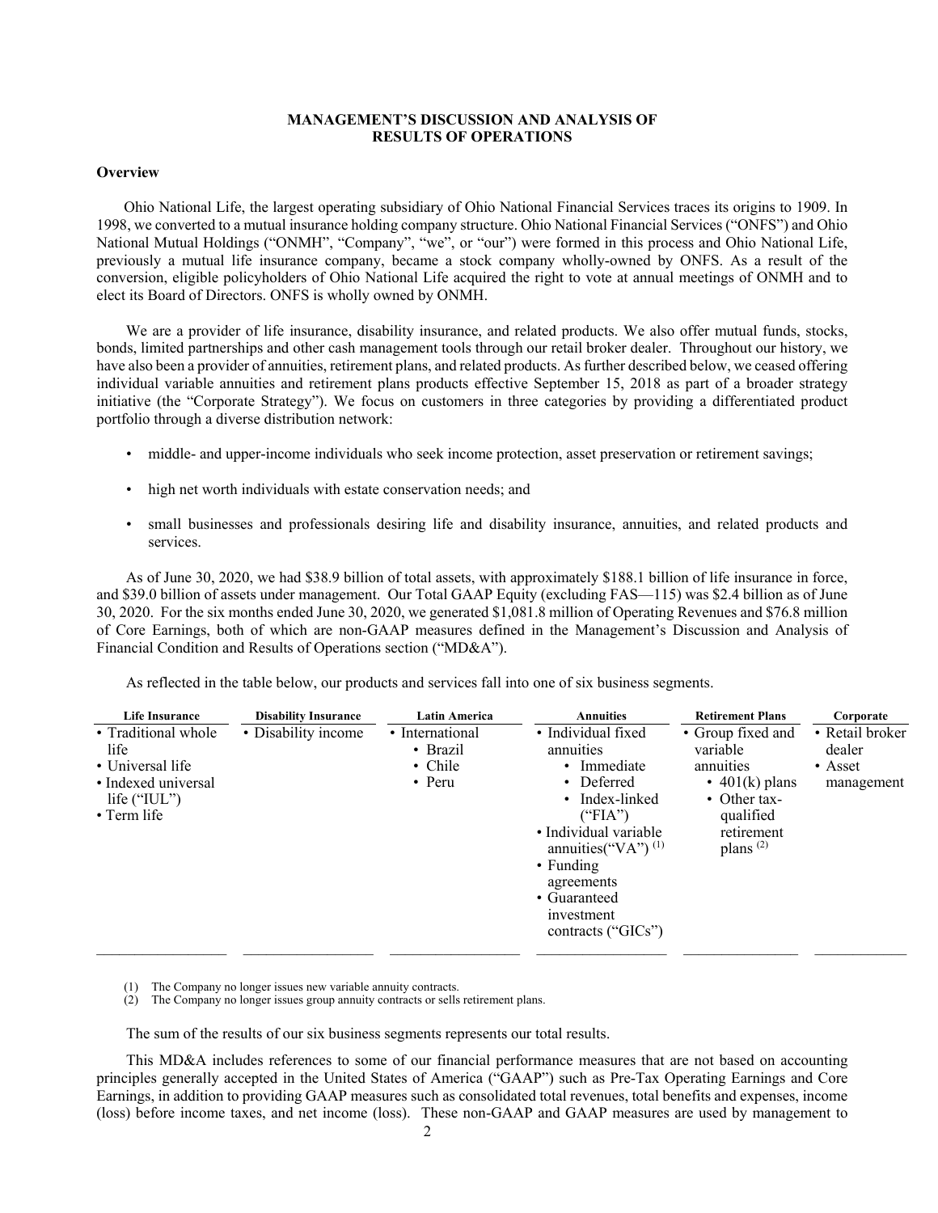## MANAGEMENT'S DISCUSSION AND ANALYSIS OF RESULTS OF OPERATIONS

### Overview

Ohio National Life, the largest operating subsidiary of Ohio National Financial Services traces its origins to 1909. In 1998, we converted to a mutual insurance holding company structure. Ohio National Financial Services ("ONFS") and Ohio National Mutual Holdings ("ONMH", "Company", "we", or "our") were formed in this process and Ohio National Life, previously a mutual life insurance company, became a stock company wholly-owned by ONFS. As a result of the conversion, eligible policyholders of Ohio National Life acquired the right to vote at annual meetings of ONMH and to elect its Board of Directors. ONFS is wholly owned by ONMH.

We are a provider of life insurance, disability insurance, and related products. We also offer mutual funds, stocks, bonds, limited partnerships and other cash management tools through our retail broker dealer. Throughout our history, we have also been a provider of annuities, retirement plans, and related products. As further described below, we ceased offering individual variable annuities and retirement plans products effective September 15, 2018 as part of a broader strategy initiative (the "Corporate Strategy"). We focus on customers in three categories by providing a differentiated product portfolio through a diverse distribution network:

- middle- and upper-income individuals who seek income protection, asset preservation or retirement savings;
- high net worth individuals with estate conservation needs; and
- small businesses and professionals desiring life and disability insurance, annuities, and related products and services.

As of June 30, 2020, we had $38.9 billion of total assets, with approximately $188.1 billion of life insurance in force, and $39.0 billion of assets under management. Our Total GAAP Equity (excluding FAS—115) was $2.4 billion as of June 30, 2020. For the six months ended June 30, 2020, we generated $1,081.8 million of Operating Revenues and $76.8 million of Core Earnings, both of which are non-GAAP measures defined in the Management's Discussion and Analysis of Financial Condition and Results of Operations section ("MD&A").

As reflected in the table below, our products and services fall into one of six business segments.

| Life Insurance | Disability Insurance | Latin America | Annuities | Retirement Plans | Corporate |
|---|---|---|---|---|---|
| • Traditional whole life<br>• Universal life<br>• Indexed universal life ("IUL")<br>• Term life | • Disability income | • International<br>&nbsp;&nbsp;• Brazil<br>&nbsp;&nbsp;• Chile<br>&nbsp;&nbsp;• Peru | • Individual fixed annuities<br>&nbsp;&nbsp;• Immediate<br>&nbsp;&nbsp;• Deferred<br>&nbsp;&nbsp;• Index-linked ("FIA")<br>• Individual variable annuities("VA") (1)<br>• Funding agreements<br>• Guaranteed investment contracts ("GICs") | • Group fixed and variable annuities<br>&nbsp;&nbsp;• 401(k) plans<br>&nbsp;&nbsp;• Other tax-qualified retirement plans (2) | • Retail broker dealer<br>• Asset management |

(1) The Company no longer issues new variable annuity contracts.
(2) The Company no longer issues group annuity contracts or sells retirement plans.

The sum of the results of our six business segments represents our total results.

This MD&A includes references to some of our financial performance measures that are not based on accounting principles generally accepted in the United States of America ("GAAP") such as Pre-Tax Operating Earnings and Core Earnings, in addition to providing GAAP measures such as consolidated total revenues, total benefits and expenses, income (loss) before income taxes, and net income (loss). These non-GAAP and GAAP measures are used by management to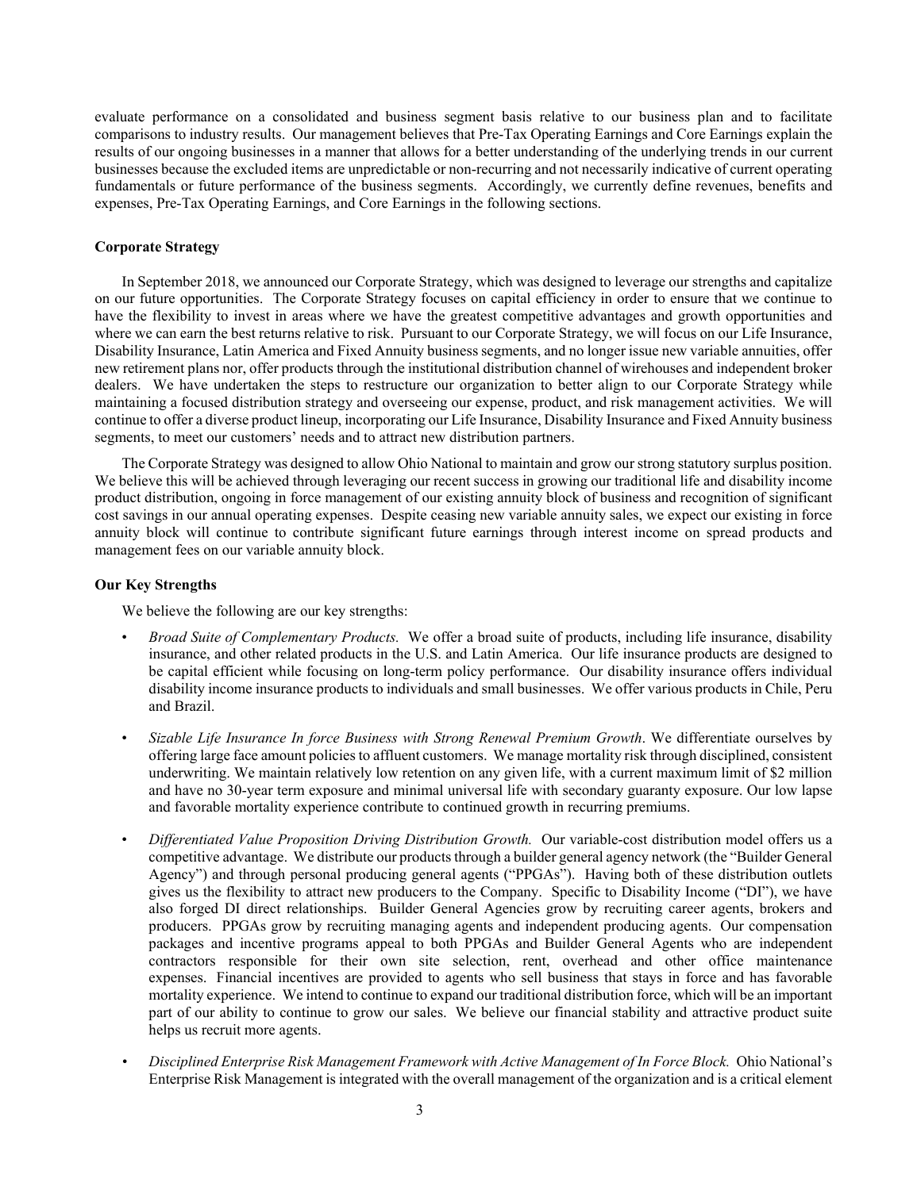evaluate performance on a consolidated and business segment basis relative to our business plan and to facilitate comparisons to industry results. Our management believes that Pre-Tax Operating Earnings and Core Earnings explain the results of our ongoing businesses in a manner that allows for a better understanding of the underlying trends in our current businesses because the excluded items are unpredictable or non-recurring and not necessarily indicative of current operating fundamentals or future performance of the business segments. Accordingly, we currently define revenues, benefits and expenses, Pre-Tax Operating Earnings, and Core Earnings in the following sections.

**Corporate Strategy**

In September 2018, we announced our Corporate Strategy, which was designed to leverage our strengths and capitalize on our future opportunities. The Corporate Strategy focuses on capital efficiency in order to ensure that we continue to have the flexibility to invest in areas where we have the greatest competitive advantages and growth opportunities and where we can earn the best returns relative to risk. Pursuant to our Corporate Strategy, we will focus on our Life Insurance, Disability Insurance, Latin America and Fixed Annuity business segments, and no longer issue new variable annuities, offer new retirement plans nor, offer products through the institutional distribution channel of wirehouses and independent broker dealers. We have undertaken the steps to restructure our organization to better align to our Corporate Strategy while maintaining a focused distribution strategy and overseeing our expense, product, and risk management activities. We will continue to offer a diverse product lineup, incorporating our Life Insurance, Disability Insurance and Fixed Annuity business segments, to meet our customers' needs and to attract new distribution partners.

The Corporate Strategy was designed to allow Ohio National to maintain and grow our strong statutory surplus position. We believe this will be achieved through leveraging our recent success in growing our traditional life and disability income product distribution, ongoing in force management of our existing annuity block of business and recognition of significant cost savings in our annual operating expenses. Despite ceasing new variable annuity sales, we expect our existing in force annuity block will continue to contribute significant future earnings through interest income on spread products and management fees on our variable annuity block.

**Our Key Strengths**

We believe the following are our key strengths:

- *Broad Suite of Complementary Products.* We offer a broad suite of products, including life insurance, disability insurance, and other related products in the U.S. and Latin America. Our life insurance products are designed to be capital efficient while focusing on long-term policy performance. Our disability insurance offers individual disability income insurance products to individuals and small businesses. We offer various products in Chile, Peru and Brazil.
- *Sizable Life Insurance In force Business with Strong Renewal Premium Growth*. We differentiate ourselves by offering large face amount policies to affluent customers. We manage mortality risk through disciplined, consistent underwriting. We maintain relatively low retention on any given life, with a current maximum limit of $2 million and have no 30-year term exposure and minimal universal life with secondary guaranty exposure. Our low lapse and favorable mortality experience contribute to continued growth in recurring premiums.
- *Differentiated Value Proposition Driving Distribution Growth.* Our variable-cost distribution model offers us a competitive advantage. We distribute our products through a builder general agency network (the "Builder General Agency") and through personal producing general agents ("PPGAs"). Having both of these distribution outlets gives us the flexibility to attract new producers to the Company. Specific to Disability Income ("DI"), we have also forged DI direct relationships. Builder General Agencies grow by recruiting career agents, brokers and producers. PPGAs grow by recruiting managing agents and independent producing agents. Our compensation packages and incentive programs appeal to both PPGAs and Builder General Agents who are independent contractors responsible for their own site selection, rent, overhead and other office maintenance expenses. Financial incentives are provided to agents who sell business that stays in force and has favorable mortality experience. We intend to continue to expand our traditional distribution force, which will be an important part of our ability to continue to grow our sales. We believe our financial stability and attractive product suite helps us recruit more agents.
- *Disciplined Enterprise Risk Management Framework with Active Management of In Force Block.* Ohio National's Enterprise Risk Management is integrated with the overall management of the organization and is a critical element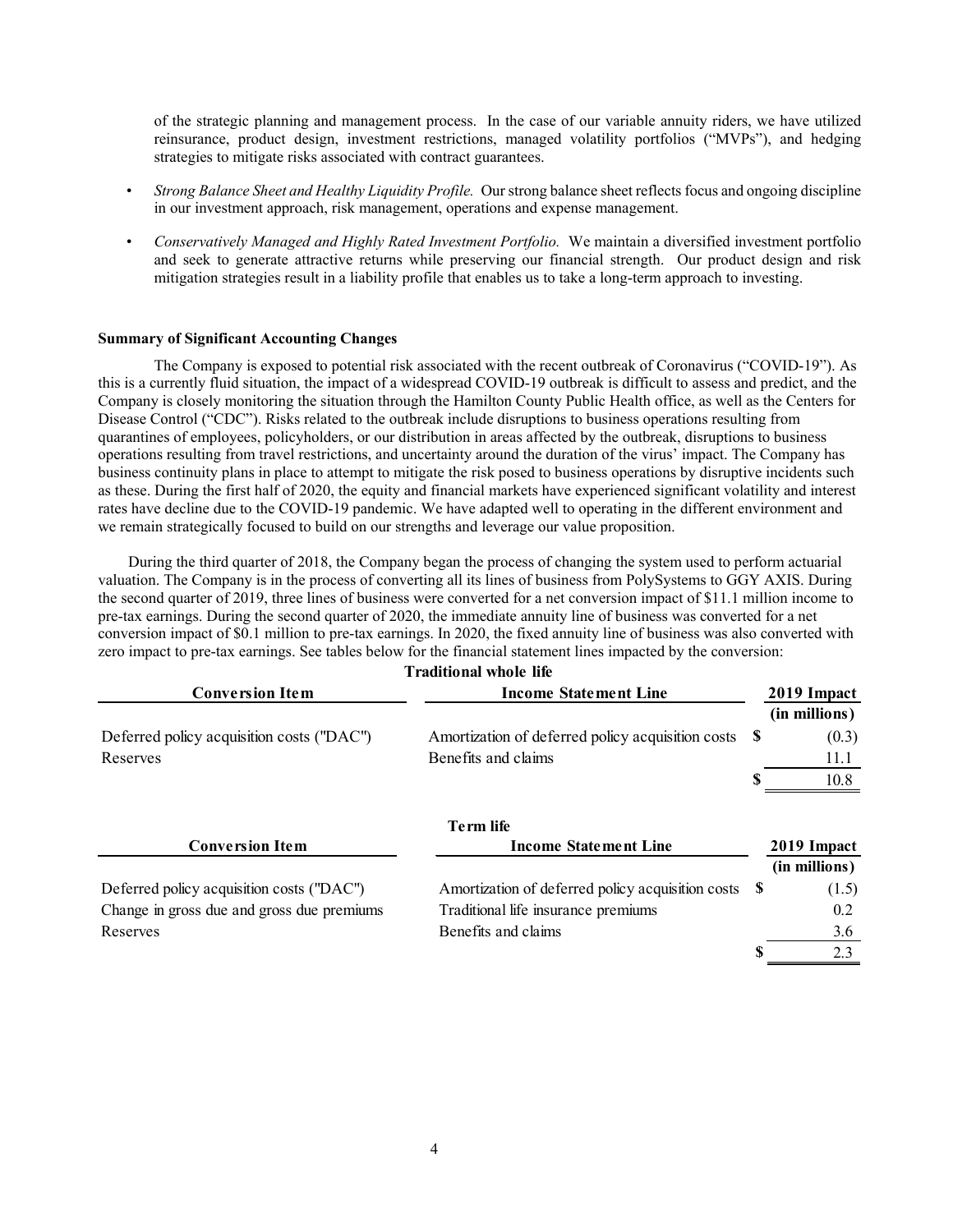of the strategic planning and management process. In the case of our variable annuity riders, we have utilized reinsurance, product design, investment restrictions, managed volatility portfolios ("MVPs"), and hedging strategies to mitigate risks associated with contract guarantees.

- *Strong Balance Sheet and Healthy Liquidity Profile.* Our strong balance sheet reflects focus and ongoing discipline in our investment approach, risk management, operations and expense management.
- *Conservatively Managed and Highly Rated Investment Portfolio.* We maintain a diversified investment portfolio and seek to generate attractive returns while preserving our financial strength. Our product design and risk mitigation strategies result in a liability profile that enables us to take a long-term approach to investing.

**Summary of Significant Accounting Changes**

The Company is exposed to potential risk associated with the recent outbreak of Coronavirus ("COVID-19"). As this is a currently fluid situation, the impact of a widespread COVID-19 outbreak is difficult to assess and predict, and the Company is closely monitoring the situation through the Hamilton County Public Health office, as well as the Centers for Disease Control ("CDC"). Risks related to the outbreak include disruptions to business operations resulting from quarantines of employees, policyholders, or our distribution in areas affected by the outbreak, disruptions to business operations resulting from travel restrictions, and uncertainty around the duration of the virus' impact. The Company has business continuity plans in place to attempt to mitigate the risk posed to business operations by disruptive incidents such as these. During the first half of 2020, the equity and financial markets have experienced significant volatility and interest rates have decline due to the COVID-19 pandemic. We have adapted well to operating in the different environment and we remain strategically focused to build on our strengths and leverage our value proposition.

During the third quarter of 2018, the Company began the process of changing the system used to perform actuarial valuation. The Company is in the process of converting all its lines of business from PolySystems to GGY AXIS. During the second quarter of 2019, three lines of business were converted for a net conversion impact of $11.1 million income to pre-tax earnings. During the second quarter of 2020, the immediate annuity line of business was converted for a net conversion impact of $0.1 million to pre-tax earnings. In 2020, the fixed annuity line of business was also converted with zero impact to pre-tax earnings. See tables below for the financial statement lines impacted by the conversion:

**Traditional whole life**

| Conversion Item | Income Statement Line | 2019 Impact (in millions) |
|---|---|---|
| Deferred policy acquisition costs ("DAC") | Amortization of deferred policy acquisition costs | $ (0.3) |
| Reserves | Benefits and claims | 11.1 |
| | | $ 10.8 |

**Term life**

| Conversion Item | Income Statement Line | 2019 Impact (in millions) |
|---|---|---|
| Deferred policy acquisition costs ("DAC") | Amortization of deferred policy acquisition costs | $ (1.5) |
| Change in gross due and gross due premiums | Traditional life insurance premiums | 0.2 |
| Reserves | Benefits and claims | 3.6 |
| | | $ 2.3 |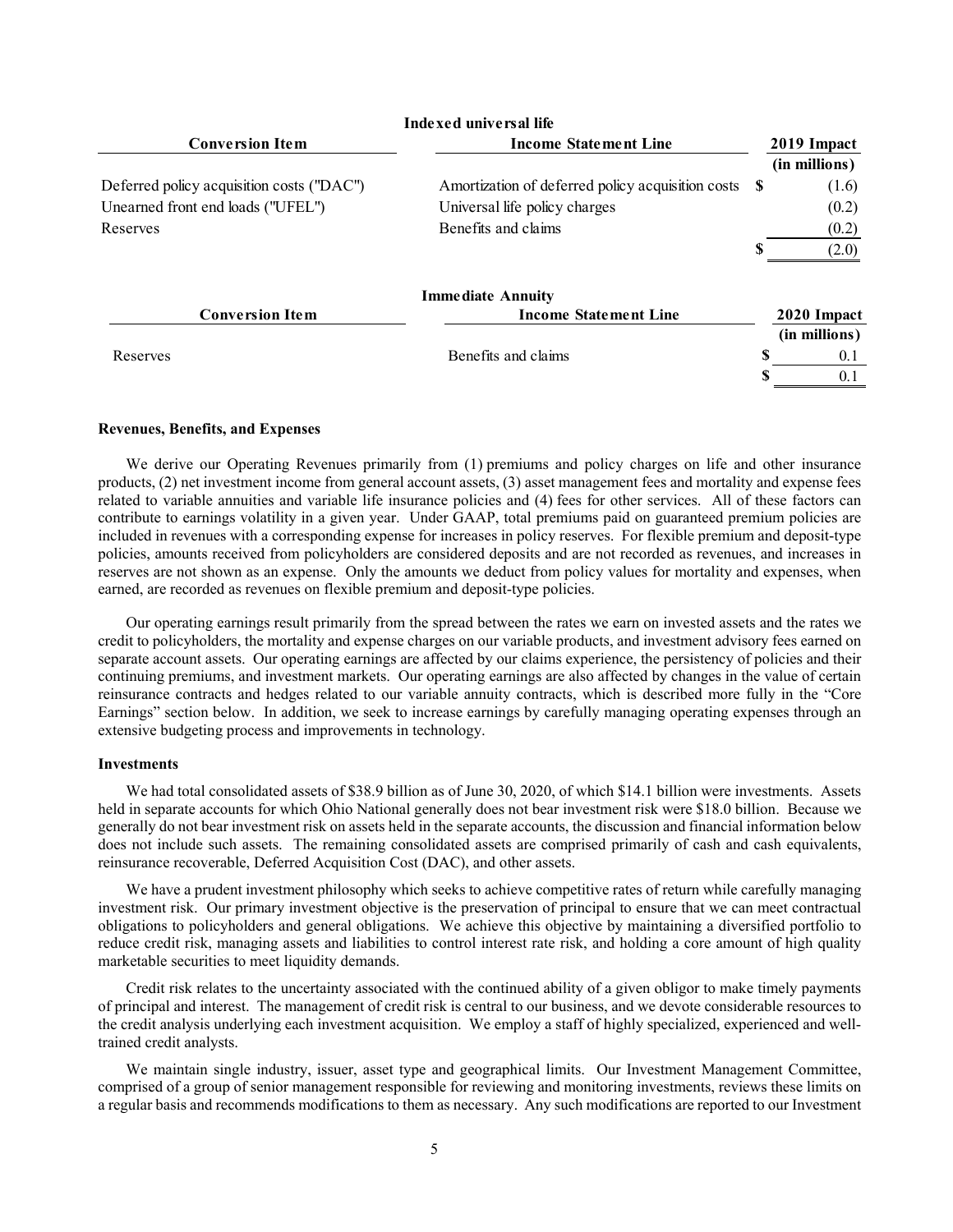**Indexed universal life**

| Conversion Item | Income Statement Line | 2019 Impact (in millions) |
|---|---|---|
| Deferred policy acquisition costs ("DAC") | Amortization of deferred policy acquisition costs | $ (1.6) |
| Unearned front end loads ("UFEL") | Universal life policy charges | (0.2) |
| Reserves | Benefits and claims | (0.2) |
| | | $ (2.0) |

**Immediate Annuity**

| Conversion Item | Income Statement Line | 2020 Impact (in millions) |
|---|---|---|
| Reserves | Benefits and claims | $ 0.1 |
| | | $ 0.1 |

**Revenues, Benefits, and Expenses**

We derive our Operating Revenues primarily from (1) premiums and policy charges on life and other insurance products, (2) net investment income from general account assets, (3) asset management fees and mortality and expense fees related to variable annuities and variable life insurance policies and (4) fees for other services. All of these factors can contribute to earnings volatility in a given year. Under GAAP, total premiums paid on guaranteed premium policies are included in revenues with a corresponding expense for increases in policy reserves. For flexible premium and deposit-type policies, amounts received from policyholders are considered deposits and are not recorded as revenues, and increases in reserves are not shown as an expense. Only the amounts we deduct from policy values for mortality and expenses, when earned, are recorded as revenues on flexible premium and deposit-type policies.

Our operating earnings result primarily from the spread between the rates we earn on invested assets and the rates we credit to policyholders, the mortality and expense charges on our variable products, and investment advisory fees earned on separate account assets. Our operating earnings are affected by our claims experience, the persistency of policies and their continuing premiums, and investment markets. Our operating earnings are also affected by changes in the value of certain reinsurance contracts and hedges related to our variable annuity contracts, which is described more fully in the "Core Earnings" section below. In addition, we seek to increase earnings by carefully managing operating expenses through an extensive budgeting process and improvements in technology.

**Investments**

We had total consolidated assets of $38.9 billion as of June 30, 2020, of which $14.1 billion were investments. Assets held in separate accounts for which Ohio National generally does not bear investment risk were $18.0 billion. Because we generally do not bear investment risk on assets held in the separate accounts, the discussion and financial information below does not include such assets. The remaining consolidated assets are comprised primarily of cash and cash equivalents, reinsurance recoverable, Deferred Acquisition Cost (DAC), and other assets.

We have a prudent investment philosophy which seeks to achieve competitive rates of return while carefully managing investment risk. Our primary investment objective is the preservation of principal to ensure that we can meet contractual obligations to policyholders and general obligations. We achieve this objective by maintaining a diversified portfolio to reduce credit risk, managing assets and liabilities to control interest rate risk, and holding a core amount of high quality marketable securities to meet liquidity demands.

Credit risk relates to the uncertainty associated with the continued ability of a given obligor to make timely payments of principal and interest. The management of credit risk is central to our business, and we devote considerable resources to the credit analysis underlying each investment acquisition. We employ a staff of highly specialized, experienced and well-trained credit analysts.

We maintain single industry, issuer, asset type and geographical limits. Our Investment Management Committee, comprised of a group of senior management responsible for reviewing and monitoring investments, reviews these limits on a regular basis and recommends modifications to them as necessary. Any such modifications are reported to our Investment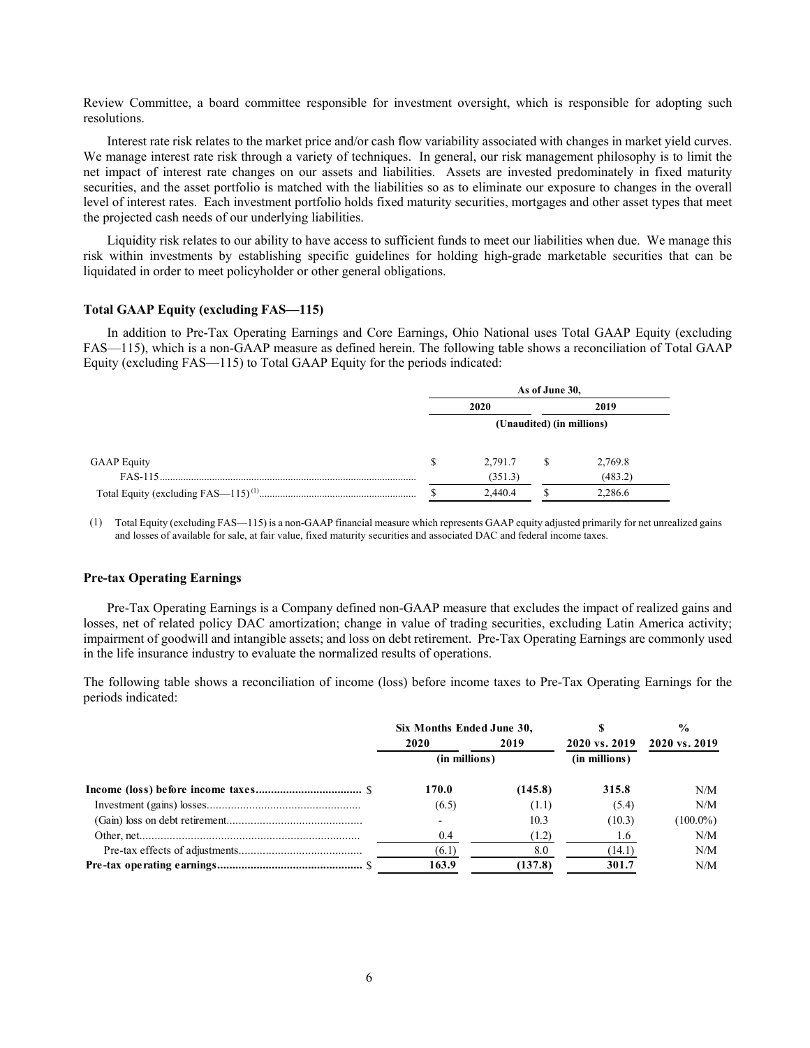Review Committee, a board committee responsible for investment oversight, which is responsible for adopting such resolutions.

Interest rate risk relates to the market price and/or cash flow variability associated with changes in market yield curves. We manage interest rate risk through a variety of techniques. In general, our risk management philosophy is to limit the net impact of interest rate changes on our assets and liabilities. Assets are invested predominately in fixed maturity securities, and the asset portfolio is matched with the liabilities so as to eliminate our exposure to changes in the overall level of interest rates. Each investment portfolio holds fixed maturity securities, mortgages and other asset types that meet the projected cash needs of our underlying liabilities.

Liquidity risk relates to our ability to have access to sufficient funds to meet our liabilities when due. We manage this risk within investments by establishing specific guidelines for holding high-grade marketable securities that can be liquidated in order to meet policyholder or other general obligations.

### Total GAAP Equity (excluding FAS—115)

In addition to Pre-Tax Operating Earnings and Core Earnings, Ohio National uses Total GAAP Equity (excluding FAS—115), which is a non-GAAP measure as defined herein. The following table shows a reconciliation of Total GAAP Equity (excluding FAS—115) to Total GAAP Equity for the periods indicated:

| | As of June 30, | |
|---|---|---|
| | 2020 | 2019 |
| | (Unaudited) (in millions) | |
| GAAP Equity | $ 2,791.7 | $ 2,769.8 |
| FAS-115 | (351.3) | (483.2) |
| Total Equity (excluding FAS—115) [(1)] | $ 2,440.4 | $ 2,286.6 |

(1) Total Equity (excluding FAS—115) is a non-GAAP financial measure which represents GAAP equity adjusted primarily for net unrealized gains and losses of available for sale, at fair value, fixed maturity securities and associated DAC and federal income taxes.

### Pre-tax Operating Earnings

Pre-Tax Operating Earnings is a Company defined non-GAAP measure that excludes the impact of realized gains and losses, net of related policy DAC amortization; change in value of trading securities, excluding Latin America activity; impairment of goodwill and intangible assets; and loss on debt retirement. Pre-Tax Operating Earnings are commonly used in the life insurance industry to evaluate the normalized results of operations.

The following table shows a reconciliation of income (loss) before income taxes to Pre-Tax Operating Earnings for the periods indicated:

| | Six Months Ended June 30, | | $ | % |
|---|---|---|---|---|
| | 2020 | 2019 | 2020 vs. 2019 | 2020 vs. 2019 |
| | (in millions) | | (in millions) | |
| **Income (loss) before income taxes** | **$ 170.0** | **(145.8)** | **315.8** | N/M |
| Investment (gains) losses | (6.5) | (1.1) | (5.4) | N/M |
| (Gain) loss on debt retirement | - | 10.3 | (10.3) | (100.0%) |
| Other, net | 0.4 | (1.2) | 1.6 | N/M |
| Pre-tax effects of adjustments | (6.1) | 8.0 | (14.1) | N/M |
| **Pre-tax operating earnings** | **$ 163.9** | **(137.8)** | **301.7** | N/M |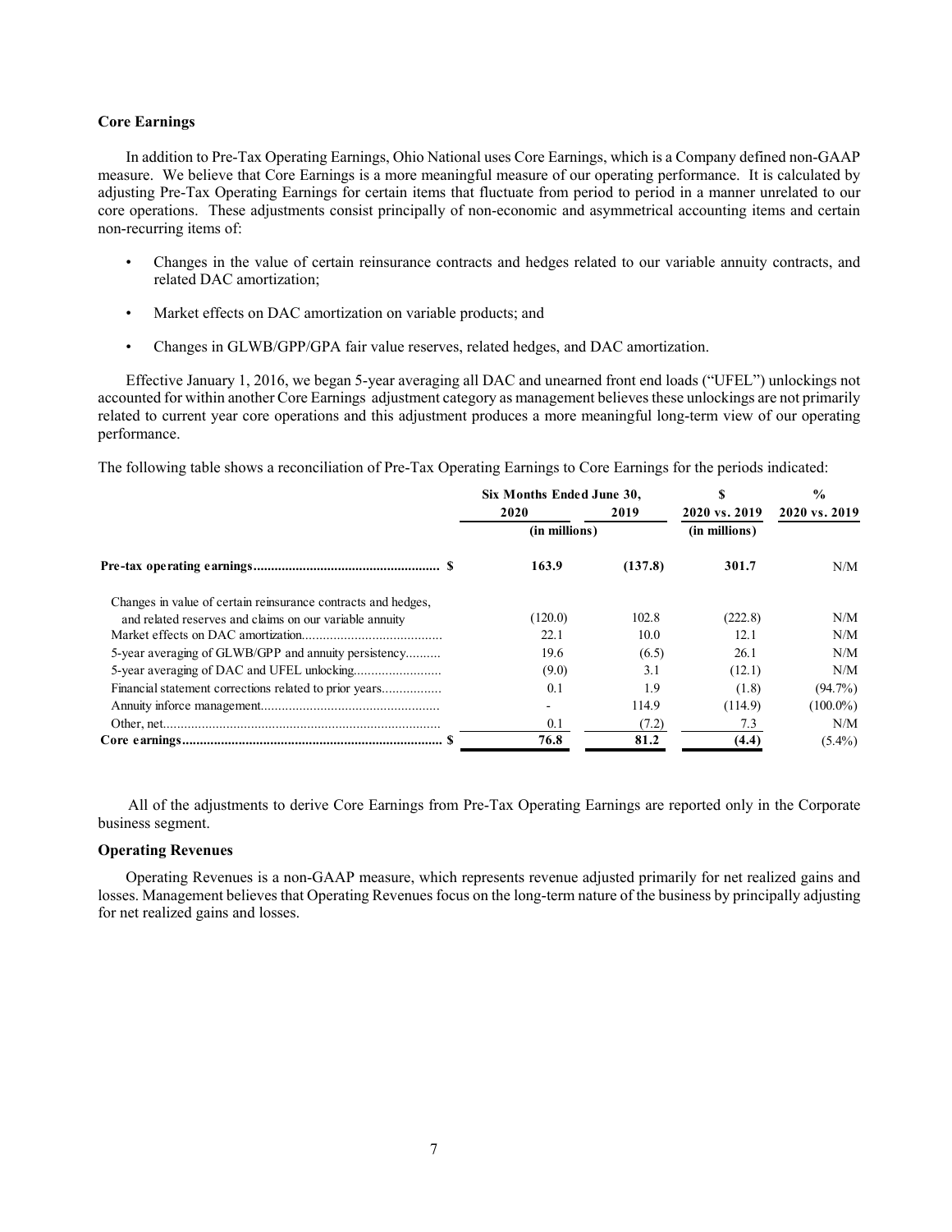**Core Earnings**

In addition to Pre-Tax Operating Earnings, Ohio National uses Core Earnings, which is a Company defined non-GAAP measure. We believe that Core Earnings is a more meaningful measure of our operating performance. It is calculated by adjusting Pre-Tax Operating Earnings for certain items that fluctuate from period to period in a manner unrelated to our core operations. These adjustments consist principally of non-economic and asymmetrical accounting items and certain non-recurring items of:

- Changes in the value of certain reinsurance contracts and hedges related to our variable annuity contracts, and related DAC amortization;
- Market effects on DAC amortization on variable products; and
- Changes in GLWB/GPP/GPA fair value reserves, related hedges, and DAC amortization.

Effective January 1, 2016, we began 5-year averaging all DAC and unearned front end loads ("UFEL") unlockings not accounted for within another Core Earnings adjustment category as management believes these unlockings are not primarily related to current year core operations and this adjustment produces a more meaningful long-term view of our operating performance.

The following table shows a reconciliation of Pre-Tax Operating Earnings to Core Earnings for the periods indicated:

| | Six Months Ended June 30, | | $ | % |
|---|---|---|---|---|
| | 2020 | 2019 | 2020 vs. 2019 | 2020 vs. 2019 |
| | (in millions) | | (in millions) | |
| **Pre-tax operating earnings................................................... $** | **163.9** | **(137.8)** | **301.7** | N/M |
| Changes in value of certain reinsurance contracts and hedges, and related reserves and claims on our variable annuity | (120.0) | 102.8 | (222.8) | N/M |
| Market effects on DAC amortization....................................... | 22.1 | 10.0 | 12.1 | N/M |
| 5-year averaging of GLWB/GPP and annuity persistency.......... | 19.6 | (6.5) | 26.1 | N/M |
| 5-year averaging of DAC and UFEL unlocking......................... | (9.0) | 3.1 | (12.1) | N/M |
| Financial statement corrections related to prior years................. | 0.1 | 1.9 | (1.8) | (94.7%) |
| Annuity inforce management.................................................. | - | 114.9 | (114.9) | (100.0%) |
| Other, net.............................................................................. | 0.1 | (7.2) | 7.3 | N/M |
| **Core earnings......................................................................... $** | **76.8** | **81.2** | **(4.4)** | (5.4%) |

All of the adjustments to derive Core Earnings from Pre-Tax Operating Earnings are reported only in the Corporate business segment.

**Operating Revenues**

Operating Revenues is a non-GAAP measure, which represents revenue adjusted primarily for net realized gains and losses. Management believes that Operating Revenues focus on the long-term nature of the business by principally adjusting for net realized gains and losses.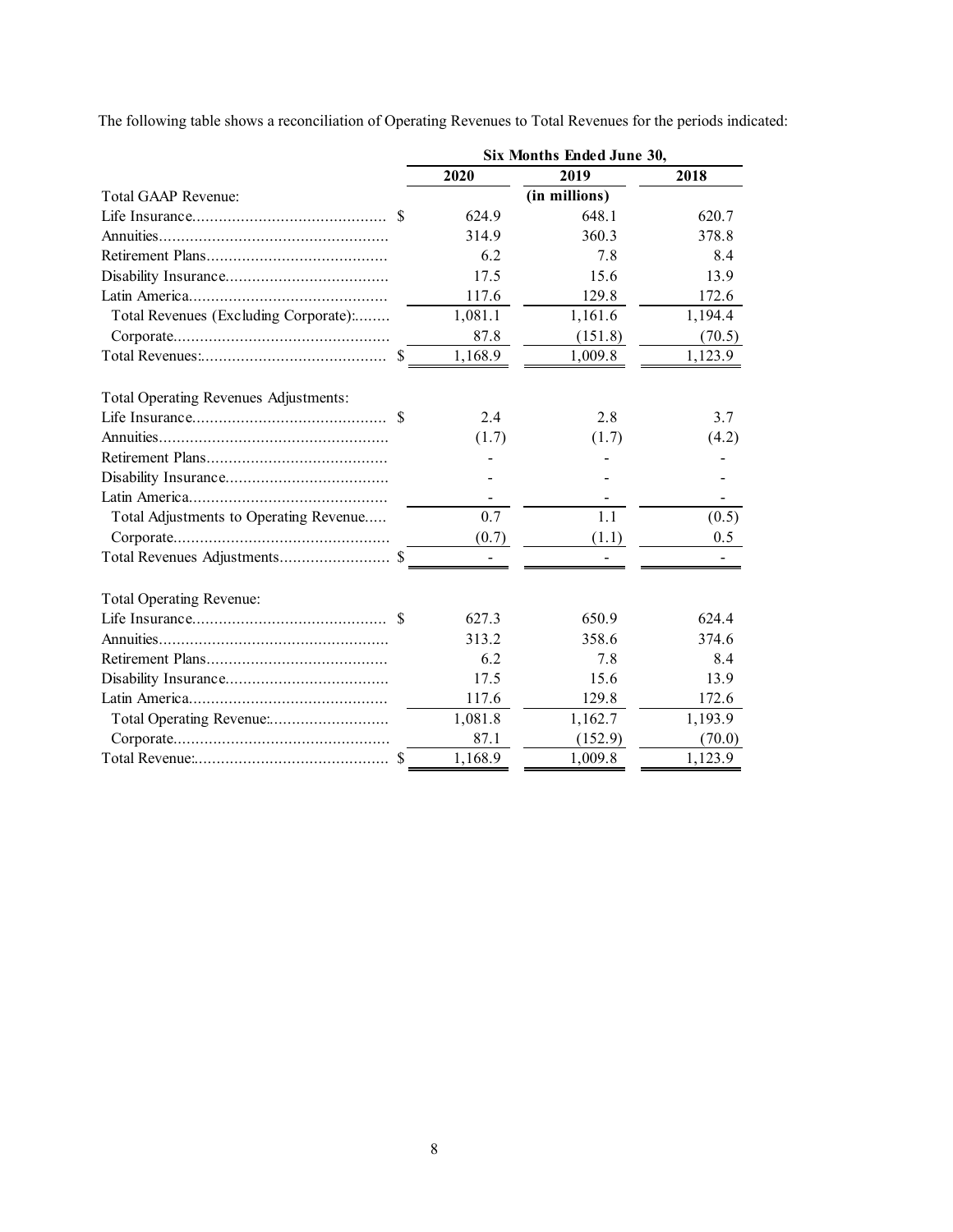The following table shows a reconciliation of Operating Revenues to Total Revenues for the periods indicated:

| | Six Months Ended June 30, | | |
|---|---|---|---|
| | 2020 | 2019 | 2018 |
| | | (in millions) | |
| Total GAAP Revenue: | | | |
| Life Insurance | $ 624.9 | 648.1 | 620.7 |
| Annuities | 314.9 | 360.3 | 378.8 |
| Retirement Plans | 6.2 | 7.8 | 8.4 |
| Disability Insurance | 17.5 | 15.6 | 13.9 |
| Latin America | 117.6 | 129.8 | 172.6 |
| Total Revenues (Excluding Corporate): | 1,081.1 | 1,161.6 | 1,194.4 |
| Corporate | 87.8 | (151.8) | (70.5) |
| Total Revenues: | $ 1,168.9 | 1,009.8 | 1,123.9 |
| Total Operating Revenues Adjustments: | | | |
| Life Insurance | $ 2.4 | 2.8 | 3.7 |
| Annuities | (1.7) | (1.7) | (4.2) |
| Retirement Plans | - | - | - |
| Disability Insurance | - | - | - |
| Latin America | - | - | - |
| Total Adjustments to Operating Revenue | 0.7 | 1.1 | (0.5) |
| Corporate | (0.7) | (1.1) | 0.5 |
| Total Revenues Adjustments | $ - | - | - |
| Total Operating Revenue: | | | |
| Life Insurance | $ 627.3 | 650.9 | 624.4 |
| Annuities | 313.2 | 358.6 | 374.6 |
| Retirement Plans | 6.2 | 7.8 | 8.4 |
| Disability Insurance | 17.5 | 15.6 | 13.9 |
| Latin America | 117.6 | 129.8 | 172.6 |
| Total Operating Revenue: | 1,081.8 | 1,162.7 | 1,193.9 |
| Corporate | 87.1 | (152.9) | (70.0) |
| Total Revenue: | $ 1,168.9 | 1,009.8 | 1,123.9 |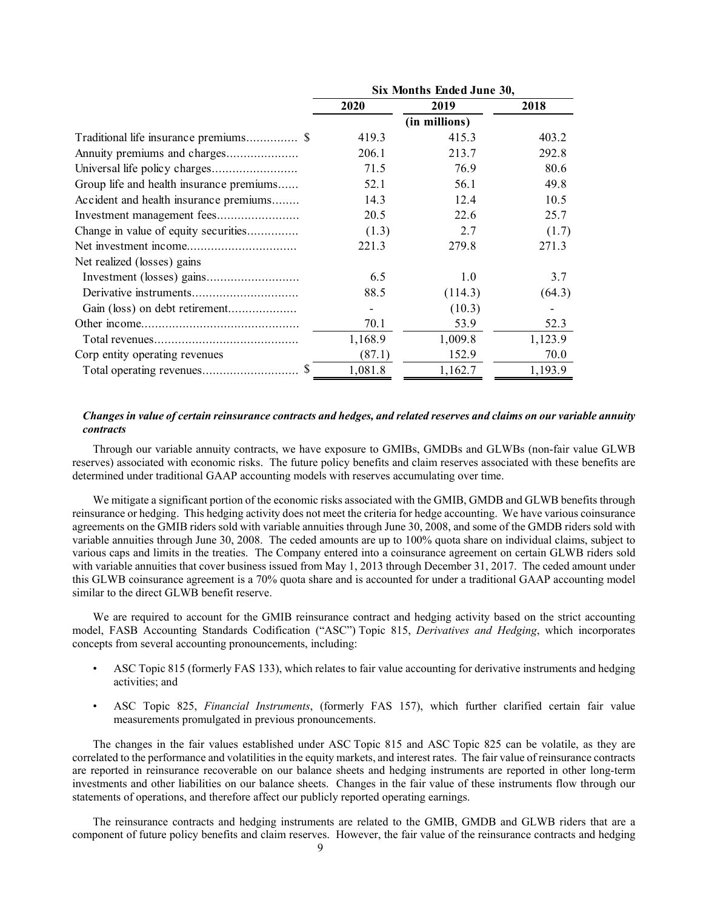| | Six Months Ended June 30, | | |
|---|---|---|---|
| | 2020 | 2019 | 2018 |
| | | (in millions) | |
| Traditional life insurance premiums............... $ | 419.3 | 415.3 | 403.2 |
| Annuity premiums and charges..................... | 206.1 | 213.7 | 292.8 |
| Universal life policy charges......................... | 71.5 | 76.9 | 80.6 |
| Group life and health insurance premiums...... | 52.1 | 56.1 | 49.8 |
| Accident and health insurance premiums........ | 14.3 | 12.4 | 10.5 |
| Investment management fees........................ | 20.5 | 22.6 | 25.7 |
| Change in value of equity securities............... | (1.3) | 2.7 | (1.7) |
| Net investment income................................ | 221.3 | 279.8 | 271.3 |
| Net realized (losses) gains | | | |
| Investment (losses) gains........................... | 6.5 | 1.0 | 3.7 |
| Derivative instruments............................... | 88.5 | (114.3) | (64.3) |
| Gain (loss) on debt retirement.................... | - | (10.3) | - |
| Other income............................................. | 70.1 | 53.9 | 52.3 |
| Total revenues.......................................... | 1,168.9 | 1,009.8 | 1,123.9 |
| Corp entity operating revenues | (87.1) | 152.9 | 70.0 |
| Total operating revenues............................ $ | 1,081.8 | 1,162.7 | 1,193.9 |

***Changes in value of certain reinsurance contracts and hedges, and related reserves and claims on our variable annuity contracts***

Through our variable annuity contracts, we have exposure to GMIBs, GMDBs and GLWBs (non-fair value GLWB reserves) associated with economic risks. The future policy benefits and claim reserves associated with these benefits are determined under traditional GAAP accounting models with reserves accumulating over time.

We mitigate a significant portion of the economic risks associated with the GMIB, GMDB and GLWB benefits through reinsurance or hedging. This hedging activity does not meet the criteria for hedge accounting. We have various coinsurance agreements on the GMIB riders sold with variable annuities through June 30, 2008, and some of the GMDB riders sold with variable annuities through June 30, 2008. The ceded amounts are up to 100% quota share on individual claims, subject to various caps and limits in the treaties. The Company entered into a coinsurance agreement on certain GLWB riders sold with variable annuities that cover business issued from May 1, 2013 through December 31, 2017. The ceded amount under this GLWB coinsurance agreement is a 70% quota share and is accounted for under a traditional GAAP accounting model similar to the direct GLWB benefit reserve.

We are required to account for the GMIB reinsurance contract and hedging activity based on the strict accounting model, FASB Accounting Standards Codification ("ASC") Topic 815, *Derivatives and Hedging*, which incorporates concepts from several accounting pronouncements, including:

- ASC Topic 815 (formerly FAS 133), which relates to fair value accounting for derivative instruments and hedging activities; and
- ASC Topic 825, *Financial Instruments*, (formerly FAS 157), which further clarified certain fair value measurements promulgated in previous pronouncements.

The changes in the fair values established under ASC Topic 815 and ASC Topic 825 can be volatile, as they are correlated to the performance and volatilities in the equity markets, and interest rates. The fair value of reinsurance contracts are reported in reinsurance recoverable on our balance sheets and hedging instruments are reported in other long-term investments and other liabilities on our balance sheets. Changes in the fair value of these instruments flow through our statements of operations, and therefore affect our publicly reported operating earnings.

The reinsurance contracts and hedging instruments are related to the GMIB, GMDB and GLWB riders that are a component of future policy benefits and claim reserves. However, the fair value of the reinsurance contracts and hedging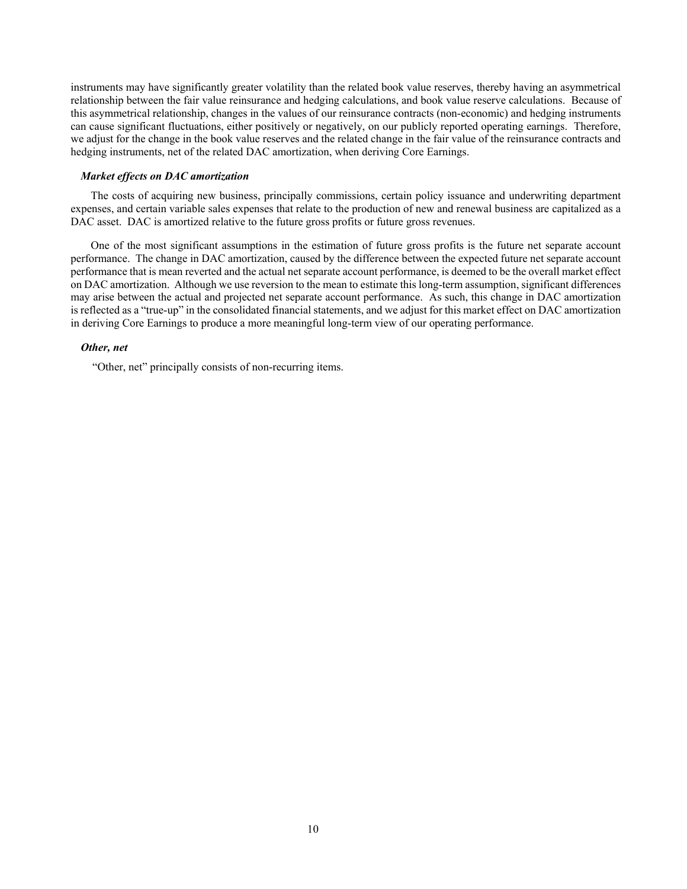instruments may have significantly greater volatility than the related book value reserves, thereby having an asymmetrical relationship between the fair value reinsurance and hedging calculations, and book value reserve calculations. Because of this asymmetrical relationship, changes in the values of our reinsurance contracts (non-economic) and hedging instruments can cause significant fluctuations, either positively or negatively, on our publicly reported operating earnings. Therefore, we adjust for the change in the book value reserves and the related change in the fair value of the reinsurance contracts and hedging instruments, net of the related DAC amortization, when deriving Core Earnings.

***Market effects on DAC amortization***

The costs of acquiring new business, principally commissions, certain policy issuance and underwriting department expenses, and certain variable sales expenses that relate to the production of new and renewal business are capitalized as a DAC asset. DAC is amortized relative to the future gross profits or future gross revenues.

One of the most significant assumptions in the estimation of future gross profits is the future net separate account performance. The change in DAC amortization, caused by the difference between the expected future net separate account performance that is mean reverted and the actual net separate account performance, is deemed to be the overall market effect on DAC amortization. Although we use reversion to the mean to estimate this long-term assumption, significant differences may arise between the actual and projected net separate account performance. As such, this change in DAC amortization is reflected as a "true-up" in the consolidated financial statements, and we adjust for this market effect on DAC amortization in deriving Core Earnings to produce a more meaningful long-term view of our operating performance.

***Other, net***

"Other, net" principally consists of non-recurring items.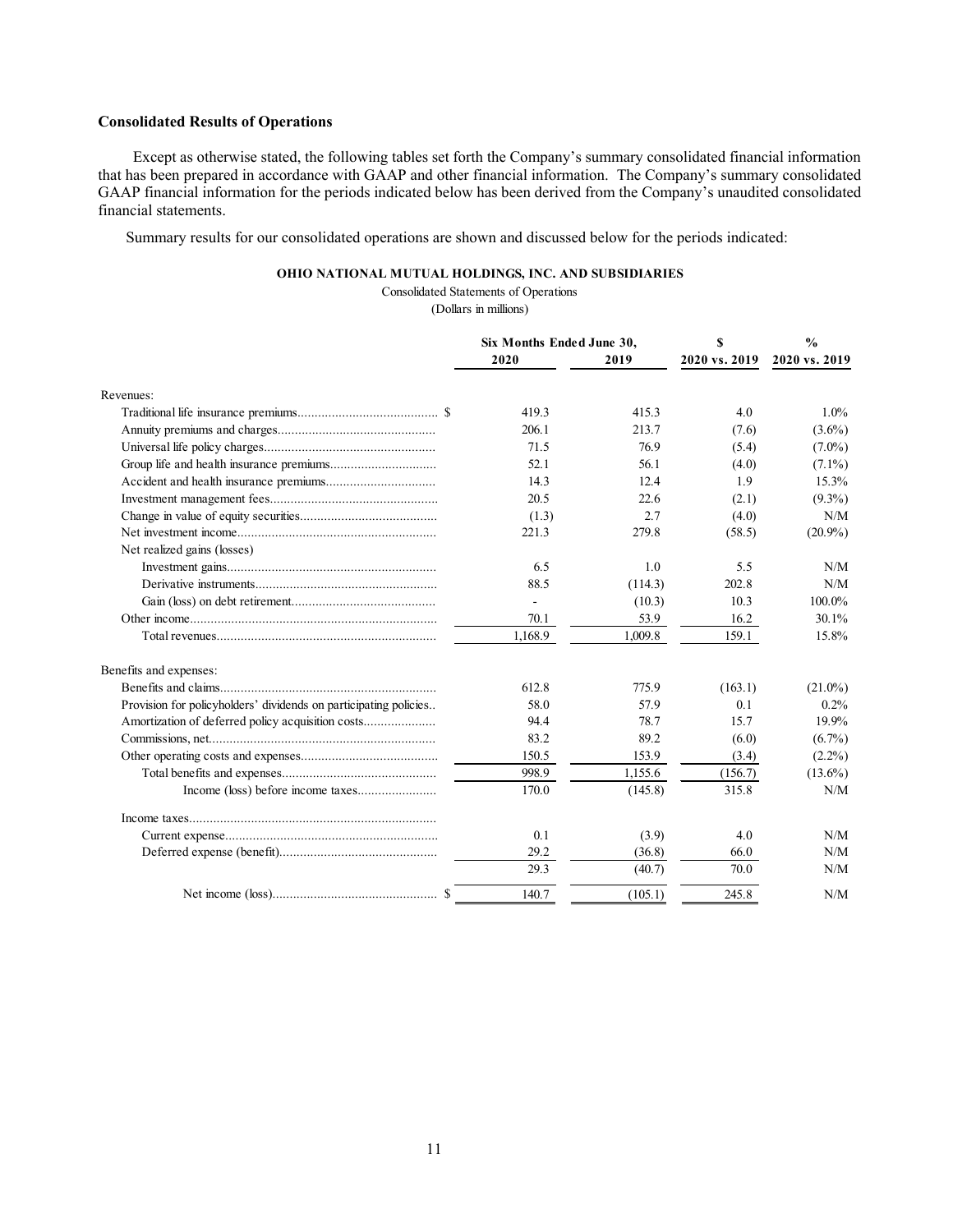### Consolidated Results of Operations

Except as otherwise stated, the following tables set forth the Company's summary consolidated financial information that has been prepared in accordance with GAAP and other financial information. The Company's summary consolidated GAAP financial information for the periods indicated below has been derived from the Company's unaudited consolidated financial statements.

Summary results for our consolidated operations are shown and discussed below for the periods indicated:

**OHIO NATIONAL MUTUAL HOLDINGS, INC. AND SUBSIDIARIES**

Consolidated Statements of Operations

(Dollars in millions)

| | Six Months Ended June 30, | | $ | % |
|---|---|---|---|---|
| | 2020 | 2019 | 2020 vs. 2019 | 2020 vs. 2019 |
| Revenues: | | | | |
| Traditional life insurance premiums $ | 419.3 | 415.3 | 4.0 | 1.0% |
| Annuity premiums and charges | 206.1 | 213.7 | (7.6) | (3.6%) |
| Universal life policy charges | 71.5 | 76.9 | (5.4) | (7.0%) |
| Group life and health insurance premiums | 52.1 | 56.1 | (4.0) | (7.1%) |
| Accident and health insurance premiums | 14.3 | 12.4 | 1.9 | 15.3% |
| Investment management fees | 20.5 | 22.6 | (2.1) | (9.3%) |
| Change in value of equity securities | (1.3) | 2.7 | (4.0) | N/M |
| Net investment income | 221.3 | 279.8 | (58.5) | (20.9%) |
| Net realized gains (losses) | | | | |
| Investment gains | 6.5 | 1.0 | 5.5 | N/M |
| Derivative instruments | 88.5 | (114.3) | 202.8 | N/M |
| Gain (loss) on debt retirement | - | (10.3) | 10.3 | 100.0% |
| Other income | 70.1 | 53.9 | 16.2 | 30.1% |
| Total revenues | 1,168.9 | 1,009.8 | 159.1 | 15.8% |
| Benefits and expenses: | | | | |
| Benefits and claims | 612.8 | 775.9 | (163.1) | (21.0%) |
| Provision for policyholders' dividends on participating policies | 58.0 | 57.9 | 0.1 | 0.2% |
| Amortization of deferred policy acquisition costs | 94.4 | 78.7 | 15.7 | 19.9% |
| Commissions, net | 83.2 | 89.2 | (6.0) | (6.7%) |
| Other operating costs and expenses | 150.5 | 153.9 | (3.4) | (2.2%) |
| Total benefits and expenses | 998.9 | 1,155.6 | (156.7) | (13.6%) |
| Income (loss) before income taxes | 170.0 | (145.8) | 315.8 | N/M |
| Income taxes | | | | |
| Current expense | 0.1 | (3.9) | 4.0 | N/M |
| Deferred expense (benefit) | 29.2 | (36.8) | 66.0 | N/M |
| | 29.3 | (40.7) | 70.0 | N/M |
| Net income (loss) $ | 140.7 | (105.1) | 245.8 | N/M |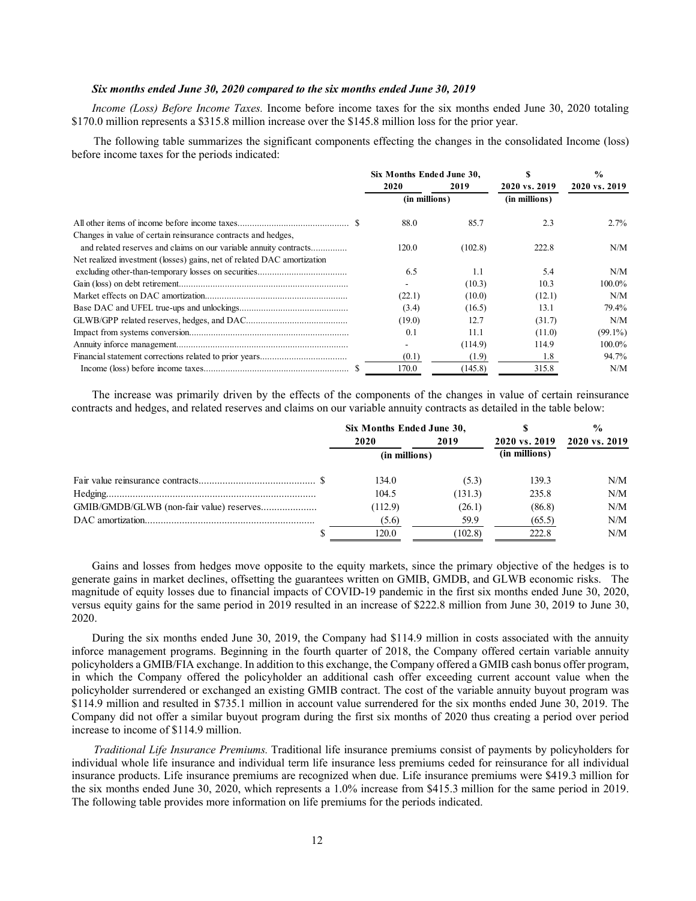***Six months ended June 30, 2020 compared to the six months ended June 30, 2019***

*Income (Loss) Before Income Taxes.* Income before income taxes for the six months ended June 30, 2020 totaling $170.0 million represents a $315.8 million increase over the $145.8 million loss for the prior year.

The following table summarizes the significant components effecting the changes in the consolidated Income (loss) before income taxes for the periods indicated:

| | Six Months Ended June 30, | | $ | % |
|---|---|---|---|---|
| | 2020 | 2019 | 2020 vs. 2019 | 2020 vs. 2019 |
| | (in millions) | | (in millions) | |
| All other items of income before income taxes $ | 88.0 | 85.7 | 2.3 | 2.7% |
| Changes in value of certain reinsurance contracts and hedges, and related reserves and claims on our variable annuity contracts | 120.0 | (102.8) | 222.8 | N/M |
| Net realized investment (losses) gains, net of related DAC amortization excluding other-than-temporary losses on securities | 6.5 | 1.1 | 5.4 | N/M |
| Gain (loss) on debt retirement | - | (10.3) | 10.3 | 100.0% |
| Market effects on DAC amortization | (22.1) | (10.0) | (12.1) | N/M |
| Base DAC and UFEL true-ups and unlockings | (3.4) | (16.5) | 13.1 | 79.4% |
| GLWB/GPP related reserves, hedges, and DAC | (19.0) | 12.7 | (31.7) | N/M |
| Impact from systems conversion | 0.1 | 11.1 | (11.0) | (99.1%) |
| Annuity inforce management | - | (114.9) | 114.9 | 100.0% |
| Financial statement corrections related to prior years | (0.1) | (1.9) | 1.8 | 94.7% |
| Income (loss) before income taxes $ | 170.0 | (145.8) | 315.8 | N/M |

The increase was primarily driven by the effects of the components of the changes in value of certain reinsurance contracts and hedges, and related reserves and claims on our variable annuity contracts as detailed in the table below:

| | Six Months Ended June 30, | | $ | % |
|---|---|---|---|---|
| | 2020 | 2019 | 2020 vs. 2019 | 2020 vs. 2019 |
| | (in millions) | | (in millions) | |
| Fair value reinsurance contracts $ | 134.0 | (5.3) | 139.3 | N/M |
| Hedging | 104.5 | (131.3) | 235.8 | N/M |
| GMIB/GMDB/GLWB (non-fair value) reserves | (112.9) | (26.1) | (86.8) | N/M |
| DAC amortization | (5.6) | 59.9 | (65.5) | N/M |
| $ | 120.0 | (102.8) | 222.8 | N/M |

Gains and losses from hedges move opposite to the equity markets, since the primary objective of the hedges is to generate gains in market declines, offsetting the guarantees written on GMIB, GMDB, and GLWB economic risks. The magnitude of equity losses due to financial impacts of COVID-19 pandemic in the first six months ended June 30, 2020, versus equity gains for the same period in 2019 resulted in an increase of $222.8 million from June 30, 2019 to June 30, 2020.

During the six months ended June 30, 2019, the Company had $114.9 million in costs associated with the annuity inforce management programs. Beginning in the fourth quarter of 2018, the Company offered certain variable annuity policyholders a GMIB/FIA exchange. In addition to this exchange, the Company offered a GMIB cash bonus offer program, in which the Company offered the policyholder an additional cash offer exceeding current account value when the policyholder surrendered or exchanged an existing GMIB contract. The cost of the variable annuity buyout program was $114.9 million and resulted in $735.1 million in account value surrendered for the six months ended June 30, 2019. The Company did not offer a similar buyout program during the first six months of 2020 thus creating a period over period increase to income of $114.9 million.

*Traditional Life Insurance Premiums.* Traditional life insurance premiums consist of payments by policyholders for individual whole life insurance and individual term life insurance less premiums ceded for reinsurance for all individual insurance products. Life insurance premiums are recognized when due. Life insurance premiums were $419.3 million for the six months ended June 30, 2020, which represents a 1.0% increase from $415.3 million for the same period in 2019. The following table provides more information on life premiums for the periods indicated.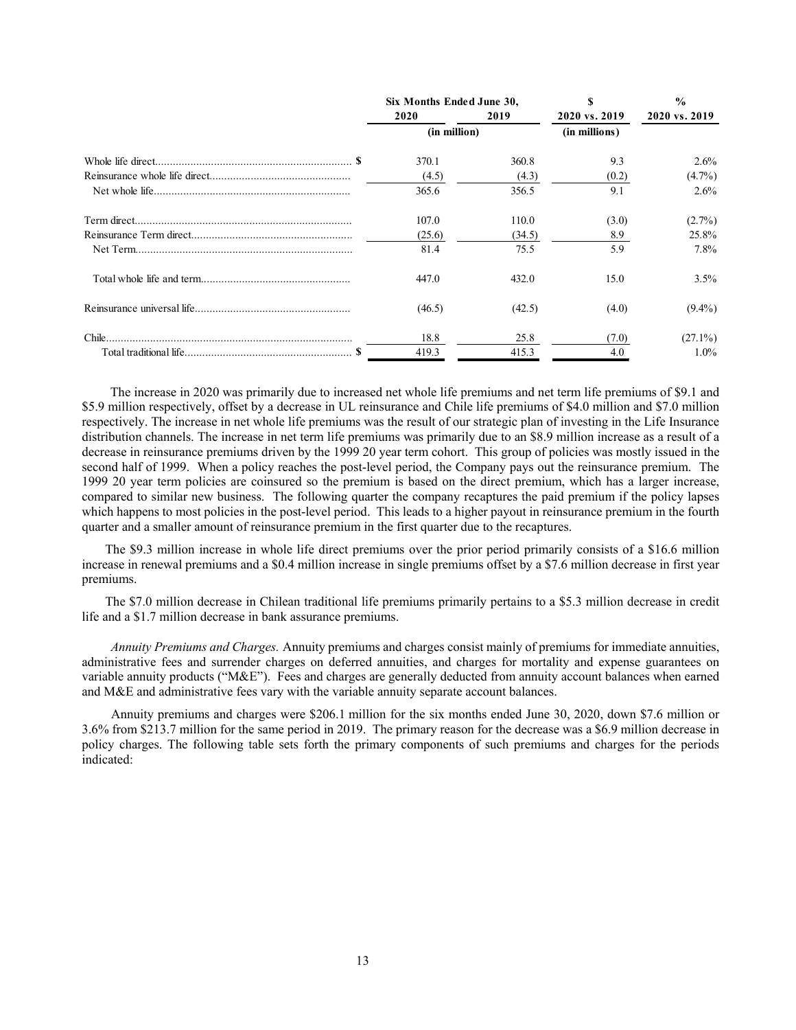| | Six Months Ended June 30, | | $ | % |
|---|---|---|---|---|
| | 2020 | 2019 | 2020 vs. 2019 | 2020 vs. 2019 |
| | (in million) | | (in millions) | |
| Whole life direct $ | 370.1 | 360.8 | 9.3 | 2.6% |
| Reinsurance whole life direct | (4.5) | (4.3) | (0.2) | (4.7%) |
| Net whole life | 365.6 | 356.5 | 9.1 | 2.6% |
| Term direct | 107.0 | 110.0 | (3.0) | (2.7%) |
| Reinsurance Term direct | (25.6) | (34.5) | 8.9 | 25.8% |
| Net Term | 81.4 | 75.5 | 5.9 | 7.8% |
| Total whole life and term | 447.0 | 432.0 | 15.0 | 3.5% |
| Reinsurance universal life | (46.5) | (42.5) | (4.0) | (9.4%) |
| Chile | 18.8 | 25.8 | (7.0) | (27.1%) |
| Total traditional life $ | 419.3 | 415.3 | 4.0 | 1.0% |

The increase in 2020 was primarily due to increased net whole life premiums and net term life premiums of $9.1 and $5.9 million respectively, offset by a decrease in UL reinsurance and Chile life premiums of $4.0 million and $7.0 million respectively. The increase in net whole life premiums was the result of our strategic plan of investing in the Life Insurance distribution channels. The increase in net term life premiums was primarily due to an $8.9 million increase as a result of a decrease in reinsurance premiums driven by the 1999 20 year term cohort. This group of policies was mostly issued in the second half of 1999. When a policy reaches the post-level period, the Company pays out the reinsurance premium. The 1999 20 year term policies are coinsured so the premium is based on the direct premium, which has a larger increase, compared to similar new business. The following quarter the company recaptures the paid premium if the policy lapses which happens to most policies in the post-level period. This leads to a higher payout in reinsurance premium in the fourth quarter and a smaller amount of reinsurance premium in the first quarter due to the recaptures.

The $9.3 million increase in whole life direct premiums over the prior period primarily consists of a $16.6 million increase in renewal premiums and a $0.4 million increase in single premiums offset by a $7.6 million decrease in first year premiums.

The $7.0 million decrease in Chilean traditional life premiums primarily pertains to a $5.3 million decrease in credit life and a $1.7 million decrease in bank assurance premiums.

*Annuity Premiums and Charges.* Annuity premiums and charges consist mainly of premiums for immediate annuities, administrative fees and surrender charges on deferred annuities, and charges for mortality and expense guarantees on variable annuity products ("M&E"). Fees and charges are generally deducted from annuity account balances when earned and M&E and administrative fees vary with the variable annuity separate account balances.

Annuity premiums and charges were $206.1 million for the six months ended June 30, 2020, down $7.6 million or 3.6% from $213.7 million for the same period in 2019. The primary reason for the decrease was a $6.9 million decrease in policy charges. The following table sets forth the primary components of such premiums and charges for the periods indicated: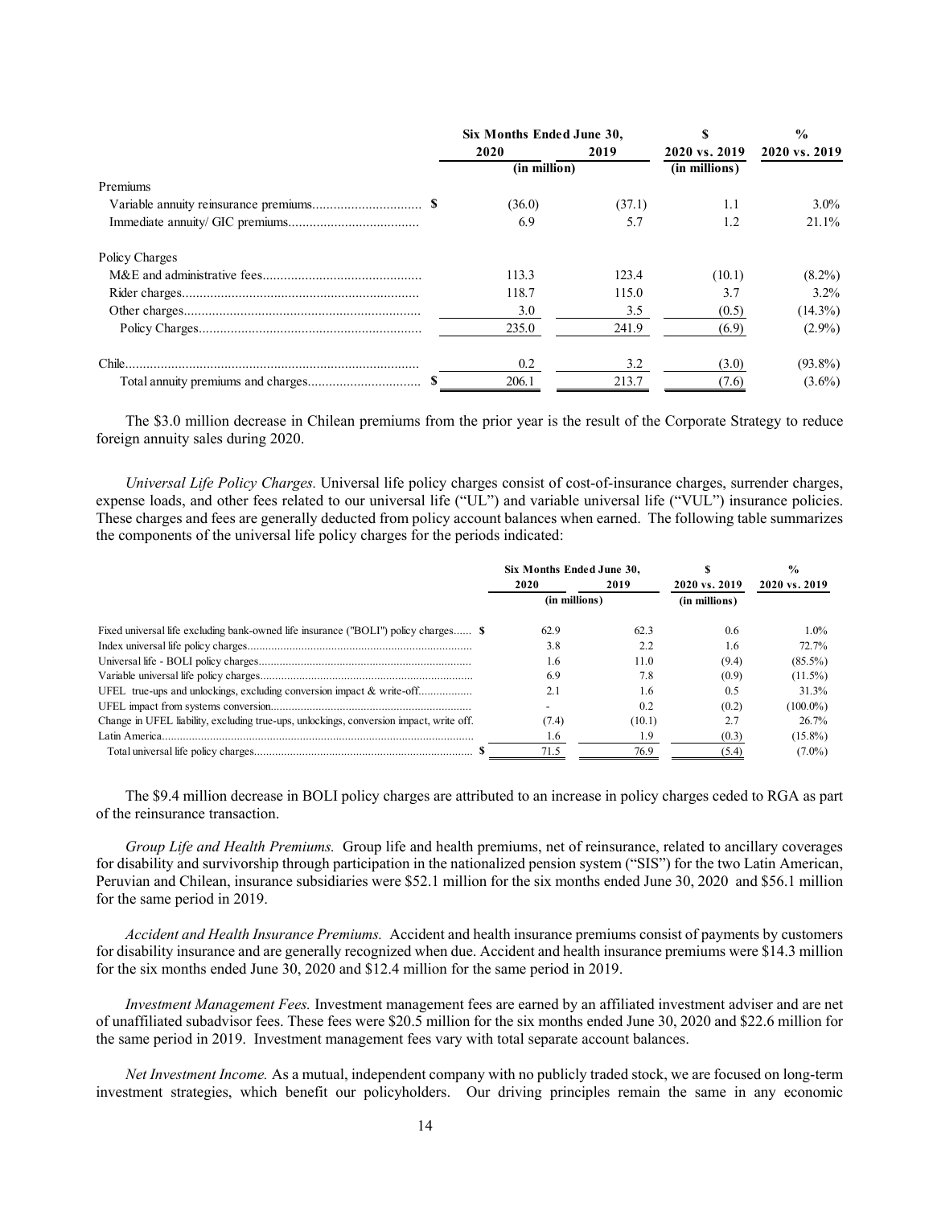| | Six Months Ended June 30, | | $ | % |
|---|---|---|---|---|
| | 2020 | 2019 | 2020 vs. 2019 | 2020 vs. 2019 |
| | (in million) | | (in millions) | |
| Premiums | | | | |
| Variable annuity reinsurance premiums............................... $ | (36.0) | (37.1) | 1.1 | 3.0% |
| Immediate annuity/ GIC premiums..................................... | 6.9 | 5.7 | 1.2 | 21.1% |
| Policy Charges | | | | |
| M&E and administrative fees............................................. | 113.3 | 123.4 | (10.1) | (8.2%) |
| Rider charges................................................................... | 118.7 | 115.0 | 3.7 | 3.2% |
| Other charges................................................................... | 3.0 | 3.5 | (0.5) | (14.3%) |
| Policy Charges............................................................... | 235.0 | 241.9 | (6.9) | (2.9%) |
| Chile.................................................................................. | 0.2 | 3.2 | (3.0) | (93.8%) |
| Total annuity premiums and charges................................ $ | 206.1 | 213.7 | (7.6) | (3.6%) |

The $3.0 million decrease in Chilean premiums from the prior year is the result of the Corporate Strategy to reduce foreign annuity sales during 2020.

*Universal Life Policy Charges.* Universal life policy charges consist of cost-of-insurance charges, surrender charges, expense loads, and other fees related to our universal life ("UL") and variable universal life ("VUL") insurance policies. These charges and fees are generally deducted from policy account balances when earned. The following table summarizes the components of the universal life policy charges for the periods indicated:

| | Six Months Ended June 30, | | $ | % |
|---|---|---|---|---|
| | 2020 | 2019 | 2020 vs. 2019 | 2020 vs. 2019 |
| | (in millions) | | (in millions) | |
| Fixed universal life excluding bank-owned life insurance ("BOLI") policy charges...... $ | 62.9 | 62.3 | 0.6 | 1.0% |
| Index universal life policy charges......................................................................... | 3.8 | 2.2 | 1.6 | 72.7% |
| Universal life - BOLI policy charges...................................................................... | 1.6 | 11.0 | (9.4) | (85.5%) |
| Variable universal life policy charges...................................................................... | 6.9 | 7.8 | (0.9) | (11.5%) |
| UFEL true-ups and unlockings, excluding conversion impact & write-off.................. | 2.1 | 1.6 | 0.5 | 31.3% |
| UFEL impact from systems conversion................................................................... | - | 0.2 | (0.2) | (100.0%) |
| Change in UFEL liability, excluding true-ups, unlockings, conversion impact, write off. | (7.4) | (10.1) | 2.7 | 26.7% |
| Latin America...................................................................................................... | 1.6 | 1.9 | (0.3) | (15.8%) |
| Total universal life policy charges........................................................................ $ | 71.5 | 76.9 | (5.4) | (7.0%) |

The $9.4 million decrease in BOLI policy charges are attributed to an increase in policy charges ceded to RGA as part of the reinsurance transaction.

*Group Life and Health Premiums.* Group life and health premiums, net of reinsurance, related to ancillary coverages for disability and survivorship through participation in the nationalized pension system ("SIS") for the two Latin American, Peruvian and Chilean, insurance subsidiaries were $52.1 million for the six months ended June 30, 2020 and $56.1 million for the same period in 2019.

*Accident and Health Insurance Premiums.* Accident and health insurance premiums consist of payments by customers for disability insurance and are generally recognized when due. Accident and health insurance premiums were $14.3 million for the six months ended June 30, 2020 and $12.4 million for the same period in 2019.

*Investment Management Fees.* Investment management fees are earned by an affiliated investment adviser and are net of unaffiliated subadvisor fees. These fees were $20.5 million for the six months ended June 30, 2020 and $22.6 million for the same period in 2019. Investment management fees vary with total separate account balances.

*Net Investment Income.* As a mutual, independent company with no publicly traded stock, we are focused on long-term investment strategies, which benefit our policyholders. Our driving principles remain the same in any economic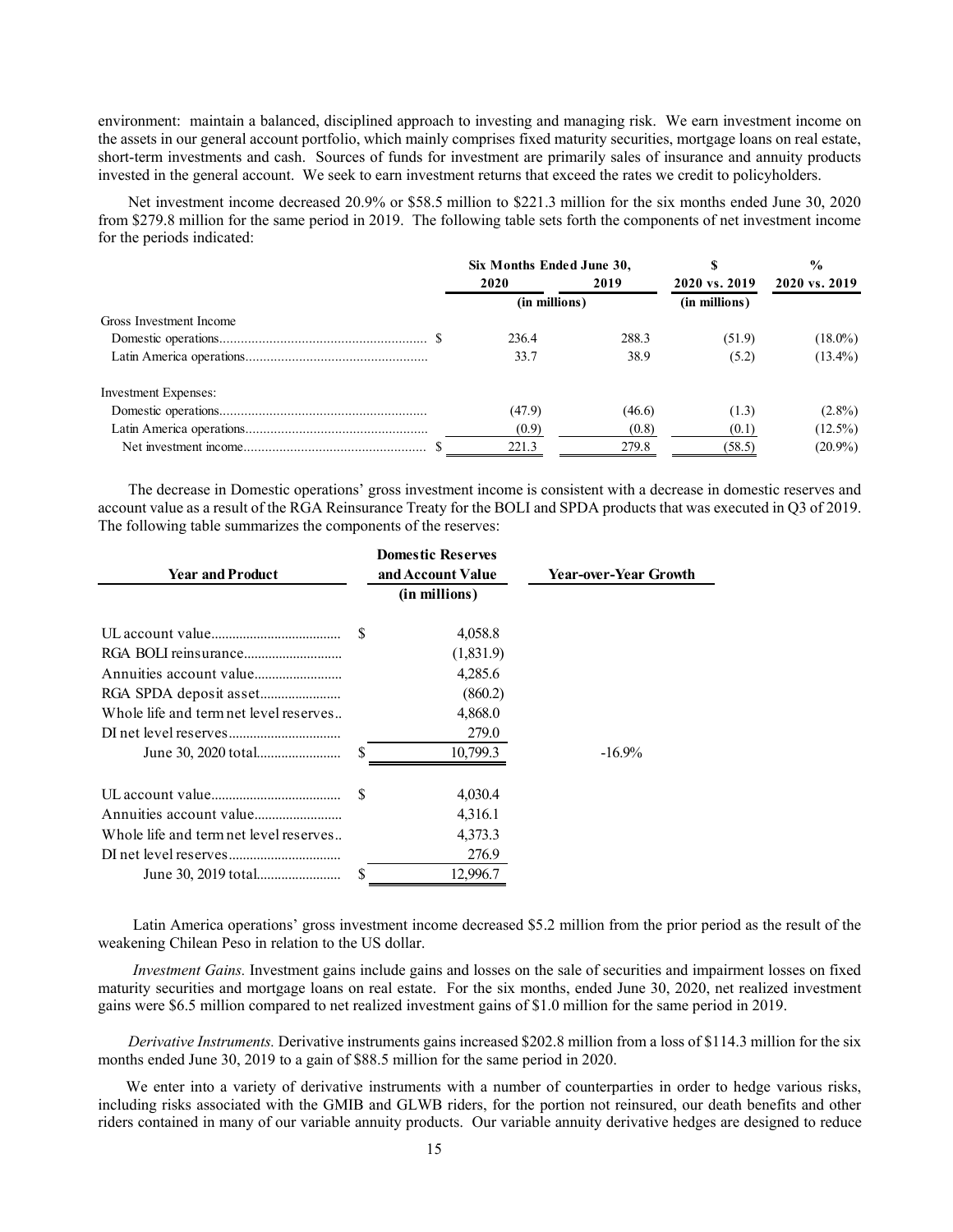environment: maintain a balanced, disciplined approach to investing and managing risk. We earn investment income on the assets in our general account portfolio, which mainly comprises fixed maturity securities, mortgage loans on real estate, short-term investments and cash. Sources of funds for investment are primarily sales of insurance and annuity products invested in the general account. We seek to earn investment returns that exceed the rates we credit to policyholders.

Net investment income decreased 20.9% or $58.5 million to $221.3 million for the six months ended June 30, 2020 from $279.8 million for the same period in 2019. The following table sets forth the components of net investment income for the periods indicated:

| | Six Months Ended June 30, | | $ | % |
|---|---|---|---|---|
| | 2020 | 2019 | 2020 vs. 2019 | 2020 vs. 2019 |
| | (in millions) | | (in millions) | |
| Gross Investment Income | | | | |
| Domestic operations | $ 236.4 | 288.3 | (51.9) | (18.0%) |
| Latin America operations | 33.7 | 38.9 | (5.2) | (13.4%) |
| Investment Expenses: | | | | |
| Domestic operations | (47.9) | (46.6) | (1.3) | (2.8%) |
| Latin America operations | (0.9) | (0.8) | (0.1) | (12.5%) |
| Net investment income | $ 221.3 | 279.8 | (58.5) | (20.9%) |

The decrease in Domestic operations' gross investment income is consistent with a decrease in domestic reserves and account value as a result of the RGA Reinsurance Treaty for the BOLI and SPDA products that was executed in Q3 of 2019. The following table summarizes the components of the reserves:

| Year and Product | Domestic Reserves and Account Value (in millions) | Year-over-Year Growth |
|---|---|---|
| UL account value | $ 4,058.8 | |
| RGA BOLI reinsurance | (1,831.9) | |
| Annuities account value | 4,285.6 | |
| RGA SPDA deposit asset | (860.2) | |
| Whole life and term net level reserves | 4,868.0 | |
| DI net level reserves | 279.0 | |
| June 30, 2020 total | $ 10,799.3 | -16.9% |
| | | |
| UL account value | $ 4,030.4 | |
| Annuities account value | 4,316.1 | |
| Whole life and term net level reserves | 4,373.3 | |
| DI net level reserves | 276.9 | |
| June 30, 2019 total | $ 12,996.7 | |

Latin America operations' gross investment income decreased $5.2 million from the prior period as the result of the weakening Chilean Peso in relation to the US dollar.

*Investment Gains.* Investment gains include gains and losses on the sale of securities and impairment losses on fixed maturity securities and mortgage loans on real estate. For the six months, ended June 30, 2020, net realized investment gains were $6.5 million compared to net realized investment gains of $1.0 million for the same period in 2019.

*Derivative Instruments.* Derivative instruments gains increased $202.8 million from a loss of $114.3 million for the six months ended June 30, 2019 to a gain of $88.5 million for the same period in 2020.

We enter into a variety of derivative instruments with a number of counterparties in order to hedge various risks, including risks associated with the GMIB and GLWB riders, for the portion not reinsured, our death benefits and other riders contained in many of our variable annuity products. Our variable annuity derivative hedges are designed to reduce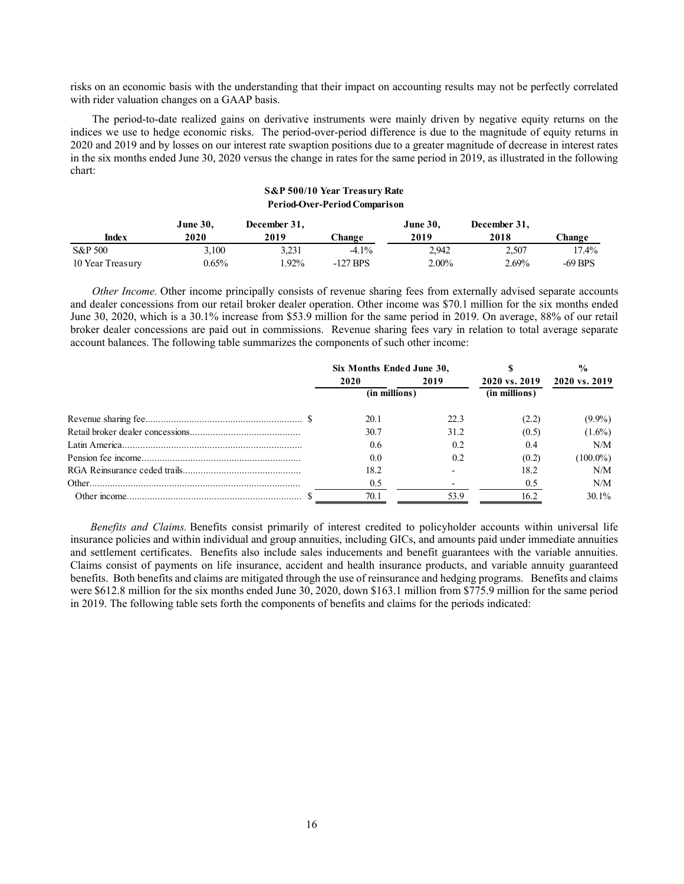risks on an economic basis with the understanding that their impact on accounting results may not be perfectly correlated with rider valuation changes on a GAAP basis.

The period-to-date realized gains on derivative instruments were mainly driven by negative equity returns on the indices we use to hedge economic risks. The period-over-period difference is due to the magnitude of equity returns in 2020 and 2019 and by losses on our interest rate swaption positions due to a greater magnitude of decrease in interest rates in the six months ended June 30, 2020 versus the change in rates for the same period in 2019, as illustrated in the following chart:

**S&P 500/10 Year Treasury Rate**
**Period-Over-Period Comparison**

| Index | June 30, 2020 | December 31, 2019 | Change | June 30, 2019 | December 31, 2018 | Change |
|---|---|---|---|---|---|---|
| S&P 500 | 3,100 | 3,231 | -4.1% | 2,942 | 2,507 | 17.4% |
| 10 Year Treasury | 0.65% | 1.92% | -127 BPS | 2.00% | 2.69% | -69 BPS |

*Other Income.* Other income principally consists of revenue sharing fees from externally advised separate accounts and dealer concessions from our retail broker dealer operation. Other income was $70.1 million for the six months ended June 30, 2020, which is a 30.1% increase from $53.9 million for the same period in 2019. On average, 88% of our retail broker dealer concessions are paid out in commissions. Revenue sharing fees vary in relation to total average separate account balances. The following table summarizes the components of such other income:

| | Six Months Ended June 30, 2020 | Six Months Ended June 30, 2019 | $ 2020 vs. 2019 | % 2020 vs. 2019 |
|---|---|---|---|---|
| | (in millions) | | (in millions) | |
| Revenue sharing fee | $ 20.1 | 22.3 | (2.2) | (9.9%) |
| Retail broker dealer concessions | 30.7 | 31.2 | (0.5) | (1.6%) |
| Latin America | 0.6 | 0.2 | 0.4 | N/M |
| Pension fee income | 0.0 | 0.2 | (0.2) | (100.0%) |
| RGA Reinsurance ceded trails | 18.2 | - | 18.2 | N/M |
| Other | 0.5 | - | 0.5 | N/M |
| Other income | $ 70.1 | 53.9 | 16.2 | 30.1% |

*Benefits and Claims.* Benefits consist primarily of interest credited to policyholder accounts within universal life insurance policies and within individual and group annuities, including GICs, and amounts paid under immediate annuities and settlement certificates. Benefits also include sales inducements and benefit guarantees with the variable annuities. Claims consist of payments on life insurance, accident and health insurance products, and variable annuity guaranteed benefits. Both benefits and claims are mitigated through the use of reinsurance and hedging programs. Benefits and claims were $612.8 million for the six months ended June 30, 2020, down $163.1 million from $775.9 million for the same period in 2019. The following table sets forth the components of benefits and claims for the periods indicated: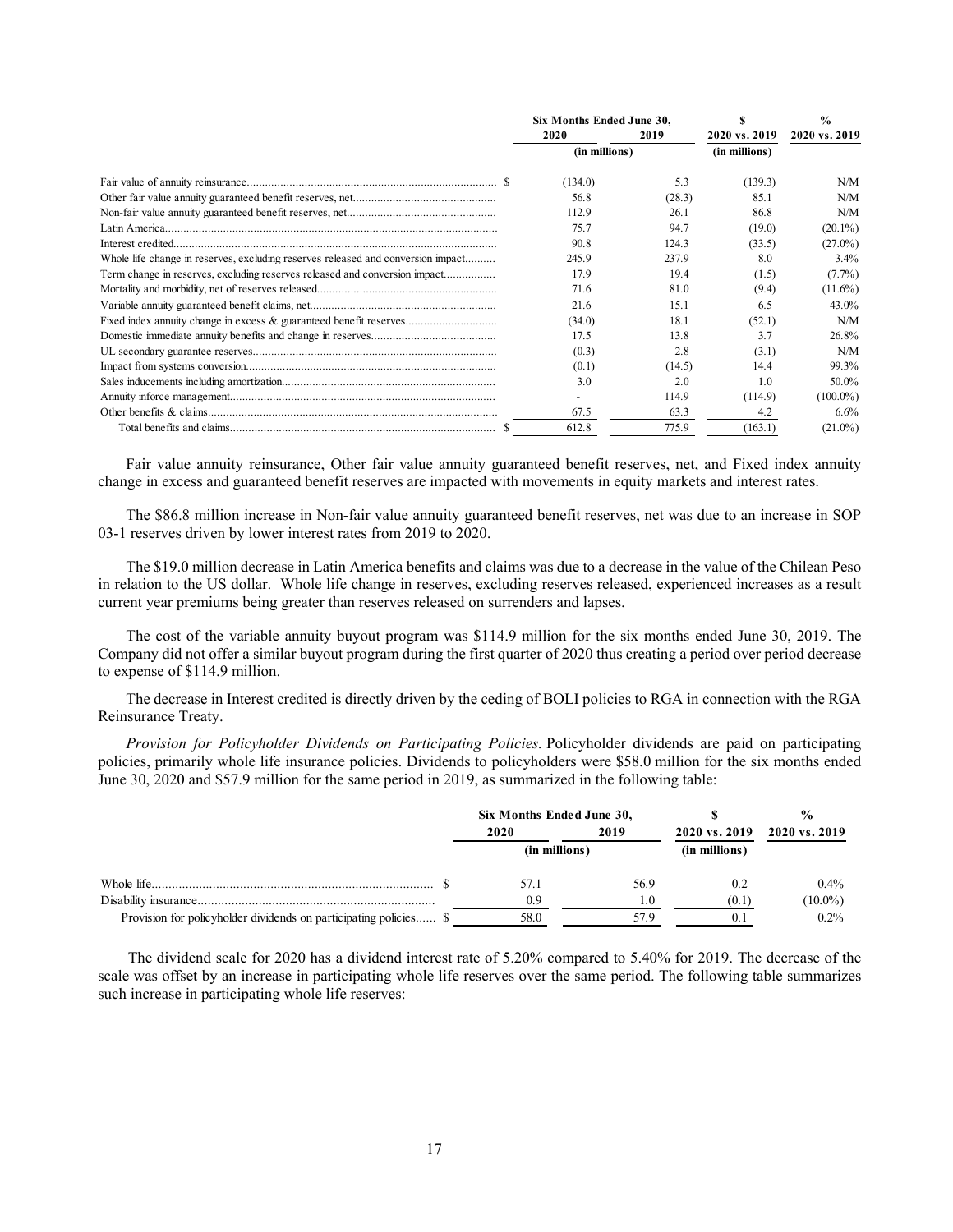| | Six Months Ended June 30, | | $ | % |
|---|---|---|---|---|
| | 2020 | 2019 | 2020 vs. 2019 | 2020 vs. 2019 |
| | (in millions) | | (in millions) | |
| Fair value of annuity reinsurance | $ (134.0) | 5.3 | (139.3) | N/M |
| Other fair value annuity guaranteed benefit reserves, net | 56.8 | (28.3) | 85.1 | N/M |
| Non-fair value annuity guaranteed benefit reserves, net | 112.9 | 26.1 | 86.8 | N/M |
| Latin America | 75.7 | 94.7 | (19.0) | (20.1%) |
| Interest credited | 90.8 | 124.3 | (33.5) | (27.0%) |
| Whole life change in reserves, excluding reserves released and conversion impact | 245.9 | 237.9 | 8.0 | 3.4% |
| Term change in reserves, excluding reserves released and conversion impact | 17.9 | 19.4 | (1.5) | (7.7%) |
| Mortality and morbidity, net of reserves released | 71.6 | 81.0 | (9.4) | (11.6%) |
| Variable annuity guaranteed benefit claims, net | 21.6 | 15.1 | 6.5 | 43.0% |
| Fixed index annuity change in excess & guaranteed benefit reserves | (34.0) | 18.1 | (52.1) | N/M |
| Domestic immediate annuity benefits and change in reserves | 17.5 | 13.8 | 3.7 | 26.8% |
| UL secondary guarantee reserves | (0.3) | 2.8 | (3.1) | N/M |
| Impact from systems conversion | (0.1) | (14.5) | 14.4 | 99.3% |
| Sales inducements including amortization | 3.0 | 2.0 | 1.0 | 50.0% |
| Annuity inforce management | - | 114.9 | (114.9) | (100.0%) |
| Other benefits & claims | 67.5 | 63.3 | 4.2 | 6.6% |
| Total benefits and claims | $ 612.8 | 775.9 | (163.1) | (21.0%) |

Fair value annuity reinsurance, Other fair value annuity guaranteed benefit reserves, net, and Fixed index annuity change in excess and guaranteed benefit reserves are impacted with movements in equity markets and interest rates.

The $86.8 million increase in Non-fair value annuity guaranteed benefit reserves, net was due to an increase in SOP 03-1 reserves driven by lower interest rates from 2019 to 2020.

The $19.0 million decrease in Latin America benefits and claims was due to a decrease in the value of the Chilean Peso in relation to the US dollar. Whole life change in reserves, excluding reserves released, experienced increases as a result current year premiums being greater than reserves released on surrenders and lapses.

The cost of the variable annuity buyout program was $114.9 million for the six months ended June 30, 2019. The Company did not offer a similar buyout program during the first quarter of 2020 thus creating a period over period decrease to expense of $114.9 million.

The decrease in Interest credited is directly driven by the ceding of BOLI policies to RGA in connection with the RGA Reinsurance Treaty.

*Provision for Policyholder Dividends on Participating Policies.* Policyholder dividends are paid on participating policies, primarily whole life insurance policies. Dividends to policyholders were $58.0 million for the six months ended June 30, 2020 and $57.9 million for the same period in 2019, as summarized in the following table:

| | Six Months Ended June 30, | | $ | % |
|---|---|---|---|---|
| | 2020 | 2019 | 2020 vs. 2019 | 2020 vs. 2019 |
| | (in millions) | | (in millions) | |
| Whole life | $ 57.1 | 56.9 | 0.2 | 0.4% |
| Disability insurance | 0.9 | 1.0 | (0.1) | (10.0%) |
| Provision for policyholder dividends on participating policies | $ 58.0 | 57.9 | 0.1 | 0.2% |

The dividend scale for 2020 has a dividend interest rate of 5.20% compared to 5.40% for 2019. The decrease of the scale was offset by an increase in participating whole life reserves over the same period. The following table summarizes such increase in participating whole life reserves: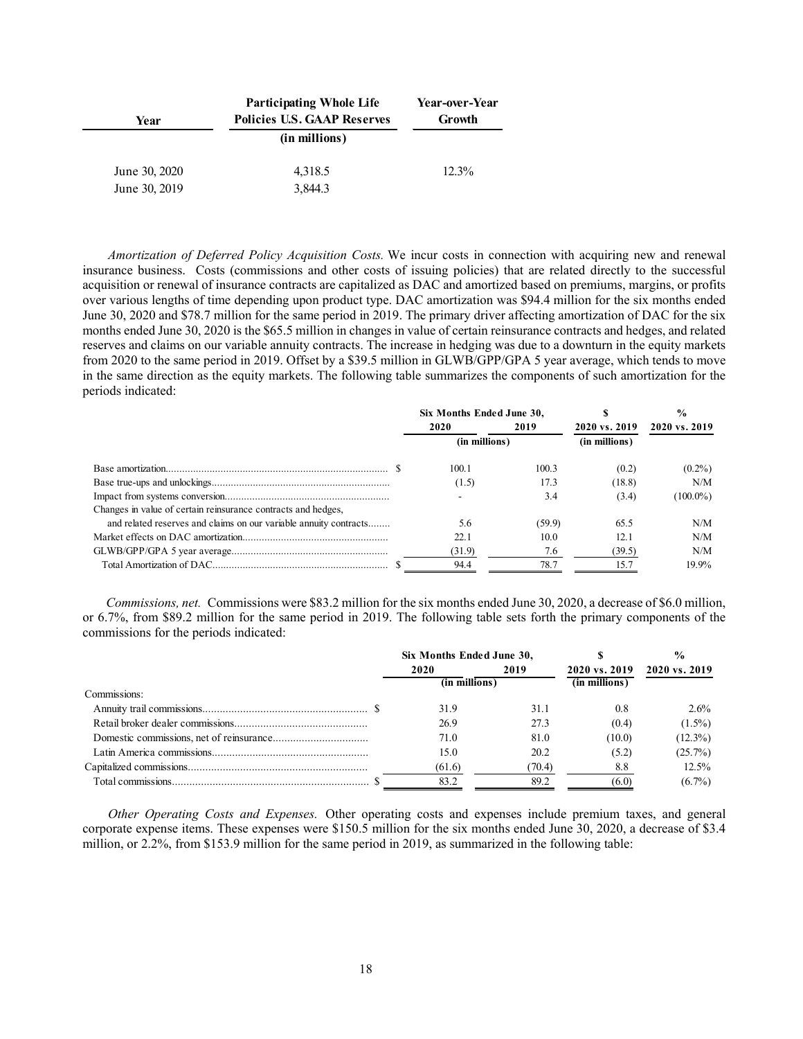| Year | Participating Whole Life Policies U.S. GAAP Reserves | Year-over-Year Growth |
|---|---|---|
| | (in millions) | |
| June 30, 2020 | 4,318.5 | 12.3% |
| June 30, 2019 | 3,844.3 | |

*Amortization of Deferred Policy Acquisition Costs.* We incur costs in connection with acquiring new and renewal insurance business. Costs (commissions and other costs of issuing policies) that are related directly to the successful acquisition or renewal of insurance contracts are capitalized as DAC and amortized based on premiums, margins, or profits over various lengths of time depending upon product type. DAC amortization was $94.4 million for the six months ended June 30, 2020 and $78.7 million for the same period in 2019. The primary driver affecting amortization of DAC for the six months ended June 30, 2020 is the $65.5 million in changes in value of certain reinsurance contracts and hedges, and related reserves and claims on our variable annuity contracts. The increase in hedging was due to a downturn in the equity markets from 2020 to the same period in 2019. Offset by a $39.5 million in GLWB/GPP/GPA 5 year average, which tends to move in the same direction as the equity markets. The following table summarizes the components of such amortization for the periods indicated:

| | Six Months Ended June 30, | | $ | % |
|---|---|---|---|---|
| | 2020 | 2019 | 2020 vs. 2019 | 2020 vs. 2019 |
| | (in millions) | | (in millions) | |
| Base amortization | $ 100.1 | 100.3 | (0.2) | (0.2%) |
| Base true-ups and unlockings | (1.5) | 17.3 | (18.8) | N/M |
| Impact from systems conversion | - | 3.4 | (3.4) | (100.0%) |
| Changes in value of certain reinsurance contracts and hedges, and related reserves and claims on our variable annuity contracts | 5.6 | (59.9) | 65.5 | N/M |
| Market effects on DAC amortization | 22.1 | 10.0 | 12.1 | N/M |
| GLWB/GPP/GPA 5 year average | (31.9) | 7.6 | (39.5) | N/M |
| Total Amortization of DAC | $ 94.4 | 78.7 | 15.7 | 19.9% |

*Commissions, net.* Commissions were $83.2 million for the six months ended June 30, 2020, a decrease of $6.0 million, or 6.7%, from $89.2 million for the same period in 2019. The following table sets forth the primary components of the commissions for the periods indicated:

| | Six Months Ended June 30, | | $ | % |
|---|---|---|---|---|
| | 2020 | 2019 | 2020 vs. 2019 | 2020 vs. 2019 |
| | (in millions) | | (in millions) | |
| Commissions: | | | | |
| Annuity trail commissions | $ 31.9 | 31.1 | 0.8 | 2.6% |
| Retail broker dealer commissions | 26.9 | 27.3 | (0.4) | (1.5%) |
| Domestic commissions, net of reinsurance | 71.0 | 81.0 | (10.0) | (12.3%) |
| Latin America commissions | 15.0 | 20.2 | (5.2) | (25.7%) |
| Capitalized commissions | (61.6) | (70.4) | 8.8 | 12.5% |
| Total commissions | $ 83.2 | 89.2 | (6.0) | (6.7%) |

*Other Operating Costs and Expenses.* Other operating costs and expenses include premium taxes, and general corporate expense items. These expenses were $150.5 million for the six months ended June 30, 2020, a decrease of $3.4 million, or 2.2%, from $153.9 million for the same period in 2019, as summarized in the following table: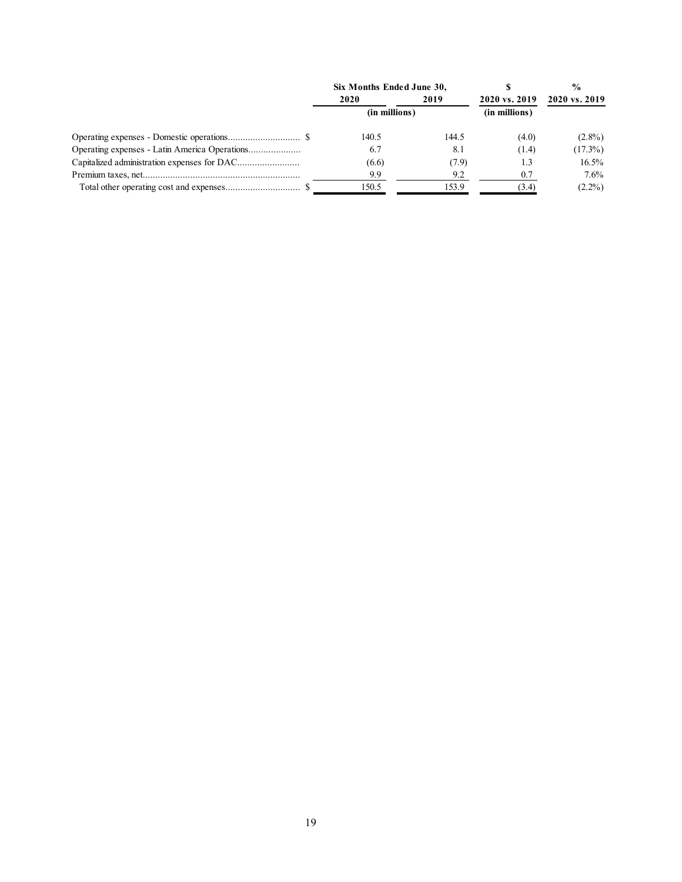| | Six Months Ended June 30, | | \$ | % |
|---|---|---|---|---|
| | 2020 | 2019 | 2020 vs. 2019 | 2020 vs. 2019 |
| | (in millions) | | (in millions) | |
| Operating expenses - Domestic operations $ | 140.5 | 144.5 | (4.0) | (2.8%) |
| Operating expenses - Latin America Operations | 6.7 | 8.1 | (1.4) | (17.3%) |
| Capitalized administration expenses for DAC | (6.6) | (7.9) | 1.3 | 16.5% |
| Premium taxes, net | 9.9 | 9.2 | 0.7 | 7.6% |
| Total other operating cost and expenses $ | 150.5 | 153.9 | (3.4) | (2.2%) |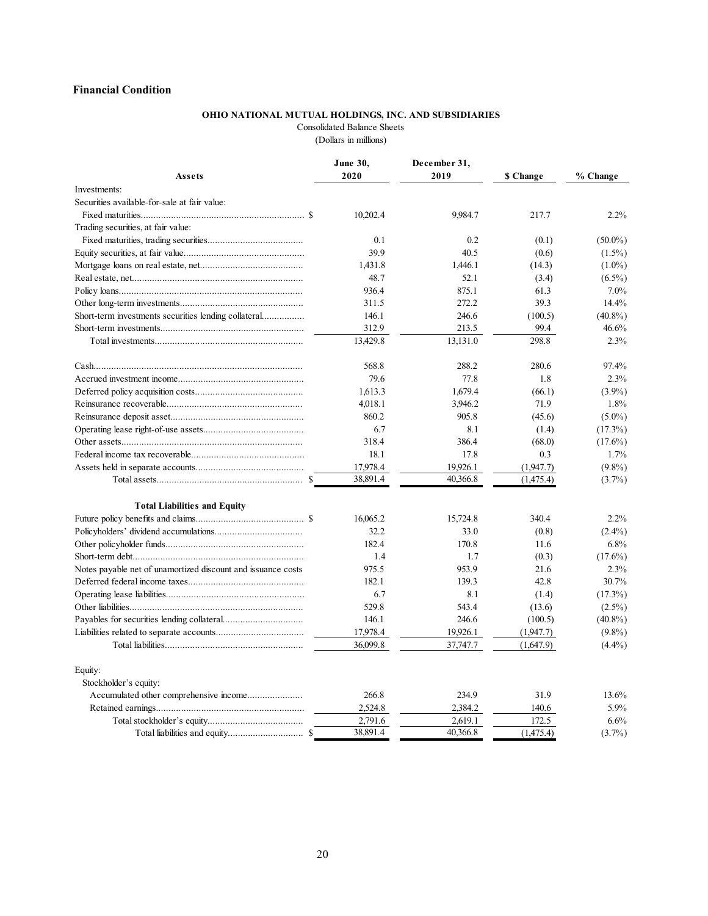## Financial Condition

**OHIO NATIONAL MUTUAL HOLDINGS, INC. AND SUBSIDIARIES**

Consolidated Balance Sheets

(Dollars in millions)

| Assets | June 30, 2020 | December 31, 2019 | $ Change | % Change |
|---|---|---|---|---|
| Investments: | | | | |
| Securities available-for-sale at fair value: | | | | |
| Fixed maturities $ | 10,202.4 | 9,984.7 | 217.7 | 2.2% |
| Trading securities, at fair value: | | | | |
| Fixed maturities, trading securities | 0.1 | 0.2 | (0.1) | (50.0%) |
| Equity securities, at fair value | 39.9 | 40.5 | (0.6) | (1.5%) |
| Mortgage loans on real estate, net | 1,431.8 | 1,446.1 | (14.3) | (1.0%) |
| Real estate, net | 48.7 | 52.1 | (3.4) | (6.5%) |
| Policy loans | 936.4 | 875.1 | 61.3 | 7.0% |
| Other long-term investments | 311.5 | 272.2 | 39.3 | 14.4% |
| Short-term investments securities lending collateral | 146.1 | 246.6 | (100.5) | (40.8%) |
| Short-term investments | 312.9 | 213.5 | 99.4 | 46.6% |
| Total investments | 13,429.8 | 13,131.0 | 298.8 | 2.3% |
| Cash | 568.8 | 288.2 | 280.6 | 97.4% |
| Accrued investment income | 79.6 | 77.8 | 1.8 | 2.3% |
| Deferred policy acquisition costs | 1,613.3 | 1,679.4 | (66.1) | (3.9%) |
| Reinsurance recoverable | 4,018.1 | 3,946.2 | 71.9 | 1.8% |
| Reinsurance deposit asset | 860.2 | 905.8 | (45.6) | (5.0%) |
| Operating lease right-of-use assets | 6.7 | 8.1 | (1.4) | (17.3%) |
| Other assets | 318.4 | 386.4 | (68.0) | (17.6%) |
| Federal income tax recoverable | 18.1 | 17.8 | 0.3 | 1.7% |
| Assets held in separate accounts | 17,978.4 | 19,926.1 | (1,947.7) | (9.8%) |
| Total assets $ | 38,891.4 | 40,366.8 | (1,475.4) | (3.7%) |
| **Total Liabilities and Equity** | | | | |
| Future policy benefits and claims $ | 16,065.2 | 15,724.8 | 340.4 | 2.2% |
| Policyholders' dividend accumulations | 32.2 | 33.0 | (0.8) | (2.4%) |
| Other policyholder funds | 182.4 | 170.8 | 11.6 | 6.8% |
| Short-term debt | 1.4 | 1.7 | (0.3) | (17.6%) |
| Notes payable net of unamortized discount and issuance costs | 975.5 | 953.9 | 21.6 | 2.3% |
| Deferred federal income taxes | 182.1 | 139.3 | 42.8 | 30.7% |
| Operating lease liabilities | 6.7 | 8.1 | (1.4) | (17.3%) |
| Other liabilities | 529.8 | 543.4 | (13.6) | (2.5%) |
| Payables for securities lending collateral | 146.1 | 246.6 | (100.5) | (40.8%) |
| Liabilities related to separate accounts | 17,978.4 | 19,926.1 | (1,947.7) | (9.8%) |
| Total liabilities | 36,099.8 | 37,747.7 | (1,647.9) | (4.4%) |
| Equity: | | | | |
| Stockholder's equity: | | | | |
| Accumulated other comprehensive income | 266.8 | 234.9 | 31.9 | 13.6% |
| Retained earnings | 2,524.8 | 2,384.2 | 140.6 | 5.9% |
| Total stockholder's equity | 2,791.6 | 2,619.1 | 172.5 | 6.6% |
| Total liabilities and equity $ | 38,891.4 | 40,366.8 | (1,475.4) | (3.7%) |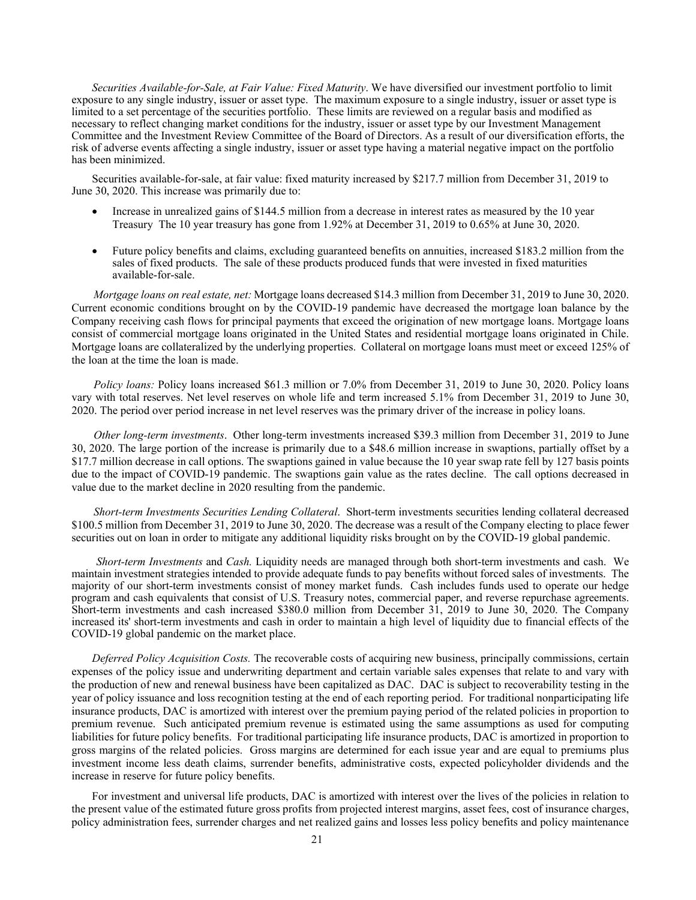*Securities Available-for-Sale, at Fair Value: Fixed Maturity*. We have diversified our investment portfolio to limit exposure to any single industry, issuer or asset type. The maximum exposure to a single industry, issuer or asset type is limited to a set percentage of the securities portfolio. These limits are reviewed on a regular basis and modified as necessary to reflect changing market conditions for the industry, issuer or asset type by our Investment Management Committee and the Investment Review Committee of the Board of Directors. As a result of our diversification efforts, the risk of adverse events affecting a single industry, issuer or asset type having a material negative impact on the portfolio has been minimized.

Securities available-for-sale, at fair value: fixed maturity increased by $217.7 million from December 31, 2019 to June 30, 2020. This increase was primarily due to:

- Increase in unrealized gains of $144.5 million from a decrease in interest rates as measured by the 10 year Treasury The 10 year treasury has gone from 1.92% at December 31, 2019 to 0.65% at June 30, 2020.

- Future policy benefits and claims, excluding guaranteed benefits on annuities, increased $183.2 million from the sales of fixed products. The sale of these products produced funds that were invested in fixed maturities available-for-sale.

*Mortgage loans on real estate, net:* Mortgage loans decreased $14.3 million from December 31, 2019 to June 30, 2020. Current economic conditions brought on by the COVID-19 pandemic have decreased the mortgage loan balance by the Company receiving cash flows for principal payments that exceed the origination of new mortgage loans. Mortgage loans consist of commercial mortgage loans originated in the United States and residential mortgage loans originated in Chile. Mortgage loans are collateralized by the underlying properties. Collateral on mortgage loans must meet or exceed 125% of the loan at the time the loan is made.

*Policy loans:* Policy loans increased $61.3 million or 7.0% from December 31, 2019 to June 30, 2020. Policy loans vary with total reserves. Net level reserves on whole life and term increased 5.1% from December 31, 2019 to June 30, 2020. The period over period increase in net level reserves was the primary driver of the increase in policy loans.

*Other long-term investments*. Other long-term investments increased $39.3 million from December 31, 2019 to June 30, 2020. The large portion of the increase is primarily due to a $48.6 million increase in swaptions, partially offset by a $17.7 million decrease in call options. The swaptions gained in value because the 10 year swap rate fell by 127 basis points due to the impact of COVID-19 pandemic. The swaptions gain value as the rates decline. The call options decreased in value due to the market decline in 2020 resulting from the pandemic.

*Short-term Investments Securities Lending Collateral*. Short-term investments securities lending collateral decreased $100.5 million from December 31, 2019 to June 30, 2020. The decrease was a result of the Company electing to place fewer securities out on loan in order to mitigate any additional liquidity risks brought on by the COVID-19 global pandemic.

*Short-term Investments* and *Cash.* Liquidity needs are managed through both short-term investments and cash. We maintain investment strategies intended to provide adequate funds to pay benefits without forced sales of investments. The majority of our short-term investments consist of money market funds. Cash includes funds used to operate our hedge program and cash equivalents that consist of U.S. Treasury notes, commercial paper, and reverse repurchase agreements. Short-term investments and cash increased $380.0 million from December 31, 2019 to June 30, 2020. The Company increased its' short-term investments and cash in order to maintain a high level of liquidity due to financial effects of the COVID-19 global pandemic on the market place.

*Deferred Policy Acquisition Costs.* The recoverable costs of acquiring new business, principally commissions, certain expenses of the policy issue and underwriting department and certain variable sales expenses that relate to and vary with the production of new and renewal business have been capitalized as DAC. DAC is subject to recoverability testing in the year of policy issuance and loss recognition testing at the end of each reporting period. For traditional nonparticipating life insurance products, DAC is amortized with interest over the premium paying period of the related policies in proportion to premium revenue. Such anticipated premium revenue is estimated using the same assumptions as used for computing liabilities for future policy benefits. For traditional participating life insurance products, DAC is amortized in proportion to gross margins of the related policies. Gross margins are determined for each issue year and are equal to premiums plus investment income less death claims, surrender benefits, administrative costs, expected policyholder dividends and the increase in reserve for future policy benefits.

For investment and universal life products, DAC is amortized with interest over the lives of the policies in relation to the present value of the estimated future gross profits from projected interest margins, asset fees, cost of insurance charges, policy administration fees, surrender charges and net realized gains and losses less policy benefits and policy maintenance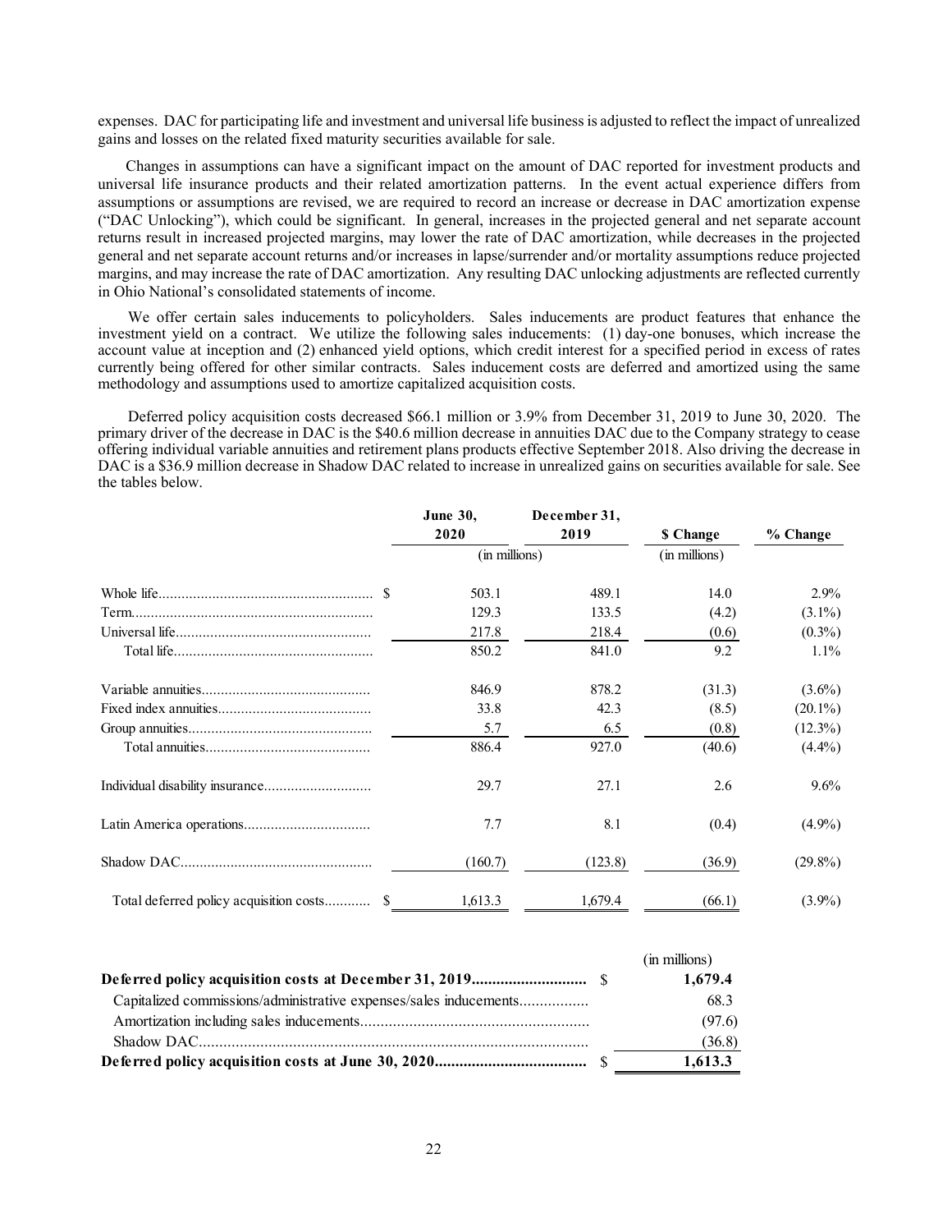expenses. DAC for participating life and investment and universal life business is adjusted to reflect the impact of unrealized gains and losses on the related fixed maturity securities available for sale.

Changes in assumptions can have a significant impact on the amount of DAC reported for investment products and universal life insurance products and their related amortization patterns. In the event actual experience differs from assumptions or assumptions are revised, we are required to record an increase or decrease in DAC amortization expense ("DAC Unlocking"), which could be significant. In general, increases in the projected general and net separate account returns result in increased projected margins, may lower the rate of DAC amortization, while decreases in the projected general and net separate account returns and/or increases in lapse/surrender and/or mortality assumptions reduce projected margins, and may increase the rate of DAC amortization. Any resulting DAC unlocking adjustments are reflected currently in Ohio National's consolidated statements of income.

We offer certain sales inducements to policyholders. Sales inducements are product features that enhance the investment yield on a contract. We utilize the following sales inducements: (1) day-one bonuses, which increase the account value at inception and (2) enhanced yield options, which credit interest for a specified period in excess of rates currently being offered for other similar contracts. Sales inducement costs are deferred and amortized using the same methodology and assumptions used to amortize capitalized acquisition costs.

Deferred policy acquisition costs decreased $66.1 million or 3.9% from December 31, 2019 to June 30, 2020. The primary driver of the decrease in DAC is the $40.6 million decrease in annuities DAC due to the Company strategy to cease offering individual variable annuities and retirement plans products effective September 2018. Also driving the decrease in DAC is a $36.9 million decrease in Shadow DAC related to increase in unrealized gains on securities available for sale. See the tables below.

| | June 30, 2020 | December 31, 2019 | $ Change | % Change |
|---|---|---|---|---|
| | (in millions) | | (in millions) | |
| Whole life | $ 503.1 | 489.1 | 14.0 | 2.9% |
| Term | 129.3 | 133.5 | (4.2) | (3.1%) |
| Universal life | 217.8 | 218.4 | (0.6) | (0.3%) |
| Total life | 850.2 | 841.0 | 9.2 | 1.1% |
| Variable annuities | 846.9 | 878.2 | (31.3) | (3.6%) |
| Fixed index annuities | 33.8 | 42.3 | (8.5) | (20.1%) |
| Group annuities | 5.7 | 6.5 | (0.8) | (12.3%) |
| Total annuities | 886.4 | 927.0 | (40.6) | (4.4%) |
| Individual disability insurance | 29.7 | 27.1 | 2.6 | 9.6% |
| Latin America operations | 7.7 | 8.1 | (0.4) | (4.9%) |
| Shadow DAC | (160.7) | (123.8) | (36.9) | (29.8%) |
| Total deferred policy acquisition costs | $ 1,613.3 | 1,679.4 | (66.1) | (3.9%) |

| | (in millions) |
|---|---|
| **Deferred policy acquisition costs at December 31, 2019** | **$ 1,679.4** |
| Capitalized commissions/administrative expenses/sales inducements | 68.3 |
| Amortization including sales inducements | (97.6) |
| Shadow DAC | (36.8) |
| **Deferred policy acquisition costs at June 30, 2020** | **$ 1,613.3** |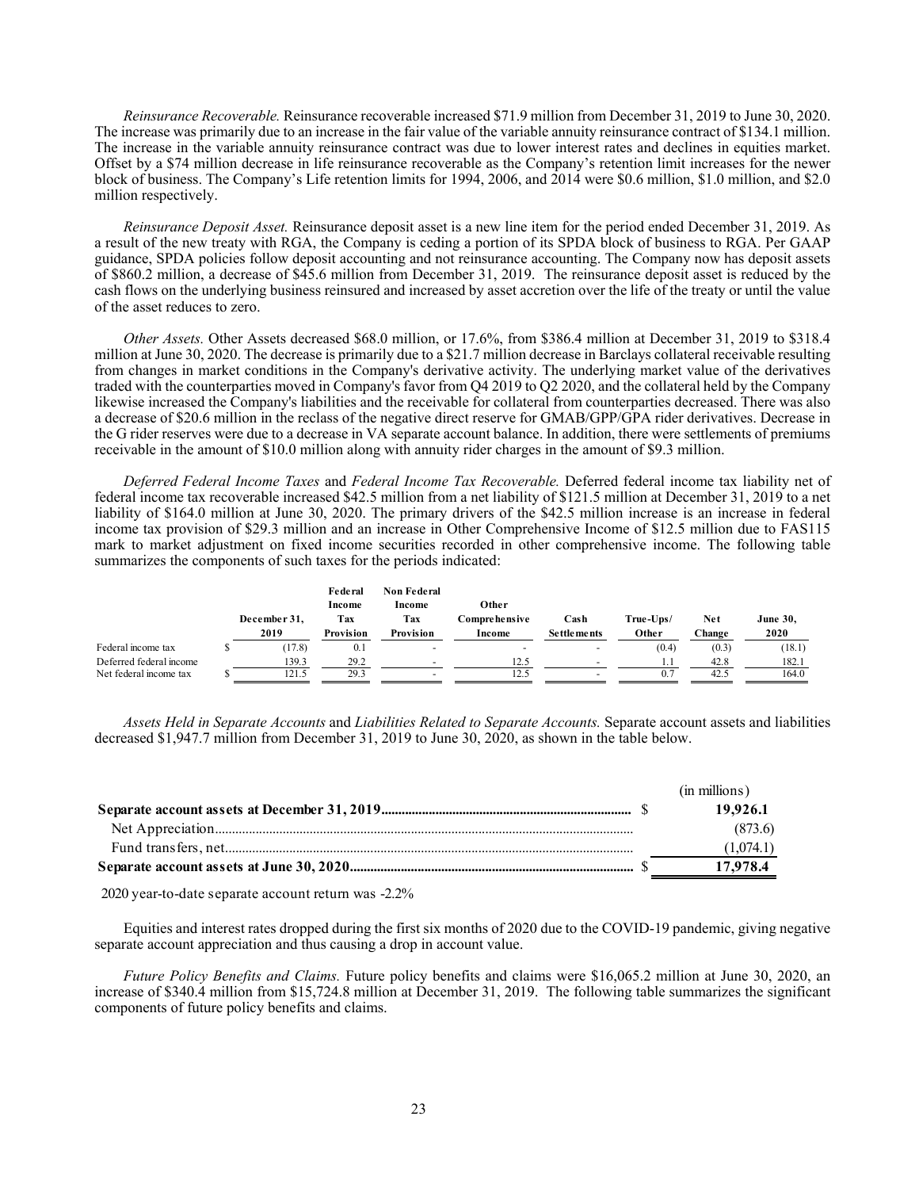*Reinsurance Recoverable.* Reinsurance recoverable increased $71.9 million from December 31, 2019 to June 30, 2020. The increase was primarily due to an increase in the fair value of the variable annuity reinsurance contract of $134.1 million. The increase in the variable annuity reinsurance contract was due to lower interest rates and declines in equities market. Offset by a $74 million decrease in life reinsurance recoverable as the Company's retention limit increases for the newer block of business. The Company's Life retention limits for 1994, 2006, and 2014 were $0.6 million, $1.0 million, and $2.0 million respectively.

*Reinsurance Deposit Asset.* Reinsurance deposit asset is a new line item for the period ended December 31, 2019. As a result of the new treaty with RGA, the Company is ceding a portion of its SPDA block of business to RGA. Per GAAP guidance, SPDA policies follow deposit accounting and not reinsurance accounting. The Company now has deposit assets of $860.2 million, a decrease of $45.6 million from December 31, 2019. The reinsurance deposit asset is reduced by the cash flows on the underlying business reinsured and increased by asset accretion over the life of the treaty or until the value of the asset reduces to zero.

*Other Assets.* Other Assets decreased $68.0 million, or 17.6%, from $386.4 million at December 31, 2019 to $318.4 million at June 30, 2020. The decrease is primarily due to a $21.7 million decrease in Barclays collateral receivable resulting from changes in market conditions in the Company's derivative activity. The underlying market value of the derivatives traded with the counterparties moved in Company's favor from Q4 2019 to Q2 2020, and the collateral held by the Company likewise increased the Company's liabilities and the receivable for collateral from counterparties decreased. There was also a decrease of $20.6 million in the reclass of the negative direct reserve for GMAB/GPP/GPA rider derivatives. Decrease in the G rider reserves were due to a decrease in VA separate account balance. In addition, there were settlements of premiums receivable in the amount of $10.0 million along with annuity rider charges in the amount of $9.3 million.

*Deferred Federal Income Taxes* and *Federal Income Tax Recoverable.* Deferred federal income tax liability net of federal income tax recoverable increased $42.5 million from a net liability of $121.5 million at December 31, 2019 to a net liability of $164.0 million at June 30, 2020. The primary drivers of the $42.5 million increase is an increase in federal income tax provision of $29.3 million and an increase in Other Comprehensive Income of $12.5 million due to FAS115 mark to market adjustment on fixed income securities recorded in other comprehensive income. The following table summarizes the components of such taxes for the periods indicated:

| | December 31, 2019 | Federal Income Tax Provision | Non Federal Income Tax Provision | Other Comprehensive Income | Cash Settlements | True-Ups/ Other | Net Change | June 30, 2020 |
|---|---|---|---|---|---|---|---|---|
| Federal income tax | $ (17.8) | 0.1 | - | - | - | (0.4) | (0.3) | (18.1) |
| Deferred federal income | 139.3 | 29.2 | - | 12.5 | - | 1.1 | 42.8 | 182.1 |
| Net federal income tax | $ 121.5 | 29.3 | - | 12.5 | - | 0.7 | 42.5 | 164.0 |

*Assets Held in Separate Accounts* and *Liabilities Related to Separate Accounts.* Separate account assets and liabilities decreased $1,947.7 million from December 31, 2019 to June 30, 2020, as shown in the table below.

| | (in millions) |
|---|---|
| **Separate account assets at December 31, 2019** | **$ 19,926.1** |
| Net Appreciation | (873.6) |
| Fund transfers, net | (1,074.1) |
| **Separate account assets at June 30, 2020** | **$ 17,978.4** |

2020 year-to-date separate account return was -2.2%

Equities and interest rates dropped during the first six months of 2020 due to the COVID-19 pandemic, giving negative separate account appreciation and thus causing a drop in account value.

*Future Policy Benefits and Claims.* Future policy benefits and claims were $16,065.2 million at June 30, 2020, an increase of $340.4 million from $15,724.8 million at December 31, 2019. The following table summarizes the significant components of future policy benefits and claims.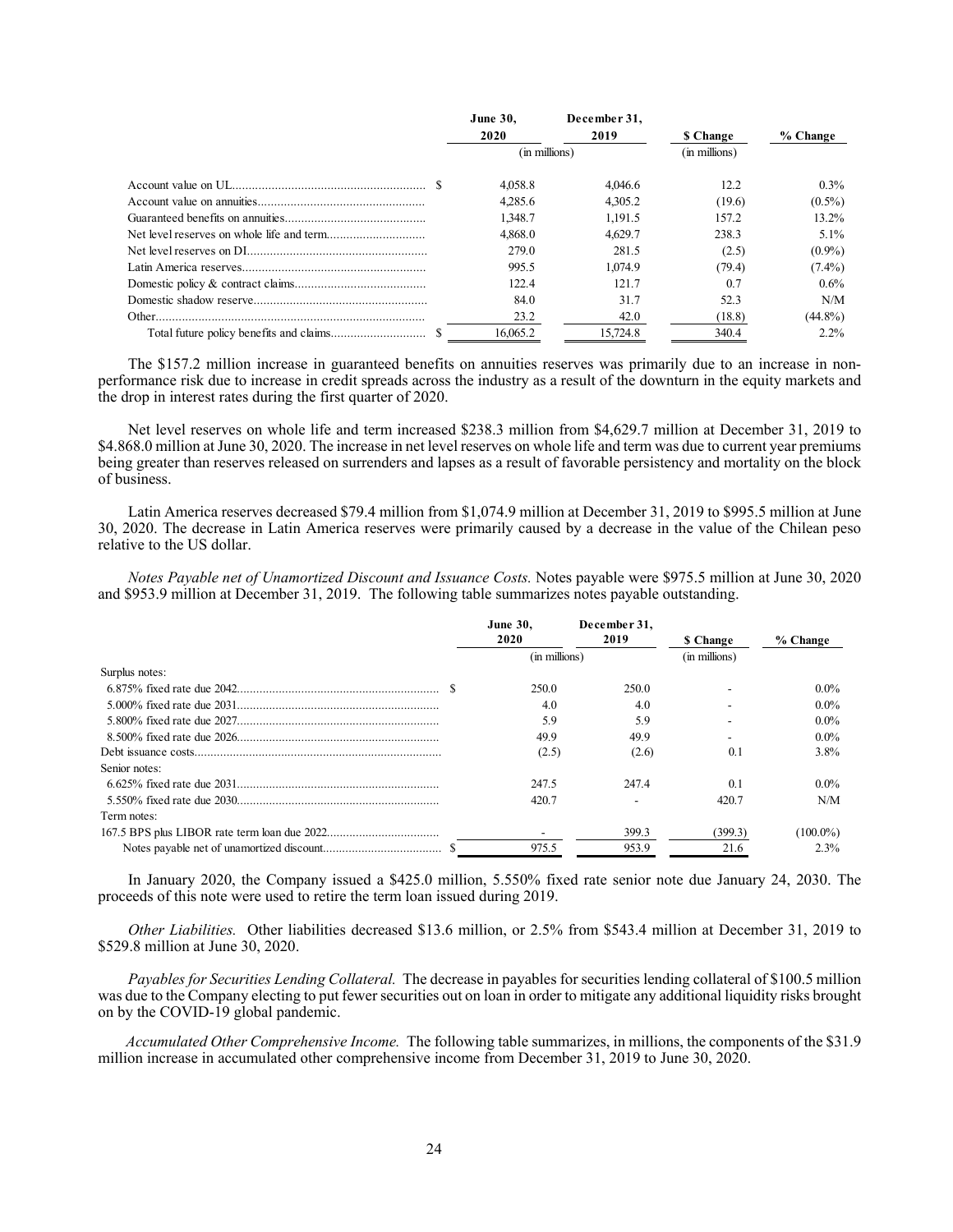| | June 30, 2020 | December 31, 2019 | $ Change | % Change |
|---|---|---|---|---|
| | (in millions) | | (in millions) | |
| Account value on UL | $ 4,058.8 | 4,046.6 | 12.2 | 0.3% |
| Account value on annuities | 4,285.6 | 4,305.2 | (19.6) | (0.5%) |
| Guaranteed benefits on annuities | 1,348.7 | 1,191.5 | 157.2 | 13.2% |
| Net level reserves on whole life and term | 4,868.0 | 4,629.7 | 238.3 | 5.1% |
| Net level reserves on DI | 279.0 | 281.5 | (2.5) | (0.9%) |
| Latin America reserves | 995.5 | 1,074.9 | (79.4) | (7.4%) |
| Domestic policy & contract claims | 122.4 | 121.7 | 0.7 | 0.6% |
| Domestic shadow reserve | 84.0 | 31.7 | 52.3 | N/M |
| Other | 23.2 | 42.0 | (18.8) | (44.8%) |
| Total future policy benefits and claims | $ 16,065.2 | 15,724.8 | 340.4 | 2.2% |

The $157.2 million increase in guaranteed benefits on annuities reserves was primarily due to an increase in non-performance risk due to increase in credit spreads across the industry as a result of the downturn in the equity markets and the drop in interest rates during the first quarter of 2020.

Net level reserves on whole life and term increased $238.3 million from $4,629.7 million at December 31, 2019 to $4.868.0 million at June 30, 2020. The increase in net level reserves on whole life and term was due to current year premiums being greater than reserves released on surrenders and lapses as a result of favorable persistency and mortality on the block of business.

Latin America reserves decreased $79.4 million from $1,074.9 million at December 31, 2019 to $995.5 million at June 30, 2020. The decrease in Latin America reserves were primarily caused by a decrease in the value of the Chilean peso relative to the US dollar.

*Notes Payable net of Unamortized Discount and Issuance Costs.* Notes payable were $975.5 million at June 30, 2020 and $953.9 million at December 31, 2019. The following table summarizes notes payable outstanding.

| | June 30, 2020 | December 31, 2019 | $ Change | % Change |
|---|---|---|---|---|
| | (in millions) | | (in millions) | |
| Surplus notes: | | | | |
| 6.875% fixed rate due 2042 | $ 250.0 | 250.0 | - | 0.0% |
| 5.000% fixed rate due 2031 | 4.0 | 4.0 | - | 0.0% |
| 5.800% fixed rate due 2027 | 5.9 | 5.9 | - | 0.0% |
| 8.500% fixed rate due 2026 | 49.9 | 49.9 | - | 0.0% |
| Debt issuance costs | (2.5) | (2.6) | 0.1 | 3.8% |
| Senior notes: | | | | |
| 6.625% fixed rate due 2031 | 247.5 | 247.4 | 0.1 | 0.0% |
| 5.550% fixed rate due 2030 | 420.7 | - | 420.7 | N/M |
| Term notes: | | | | |
| 167.5 BPS plus LIBOR rate term loan due 2022 | - | 399.3 | (399.3) | (100.0%) |
| Notes payable net of unamortized discount | $ 975.5 | 953.9 | 21.6 | 2.3% |

In January 2020, the Company issued a $425.0 million, 5.550% fixed rate senior note due January 24, 2030. The proceeds of this note were used to retire the term loan issued during 2019.

*Other Liabilities.* Other liabilities decreased $13.6 million, or 2.5% from $543.4 million at December 31, 2019 to $529.8 million at June 30, 2020.

*Payables for Securities Lending Collateral.* The decrease in payables for securities lending collateral of $100.5 million was due to the Company electing to put fewer securities out on loan in order to mitigate any additional liquidity risks brought on by the COVID-19 global pandemic.

*Accumulated Other Comprehensive Income.* The following table summarizes, in millions, the components of the $31.9 million increase in accumulated other comprehensive income from December 31, 2019 to June 30, 2020.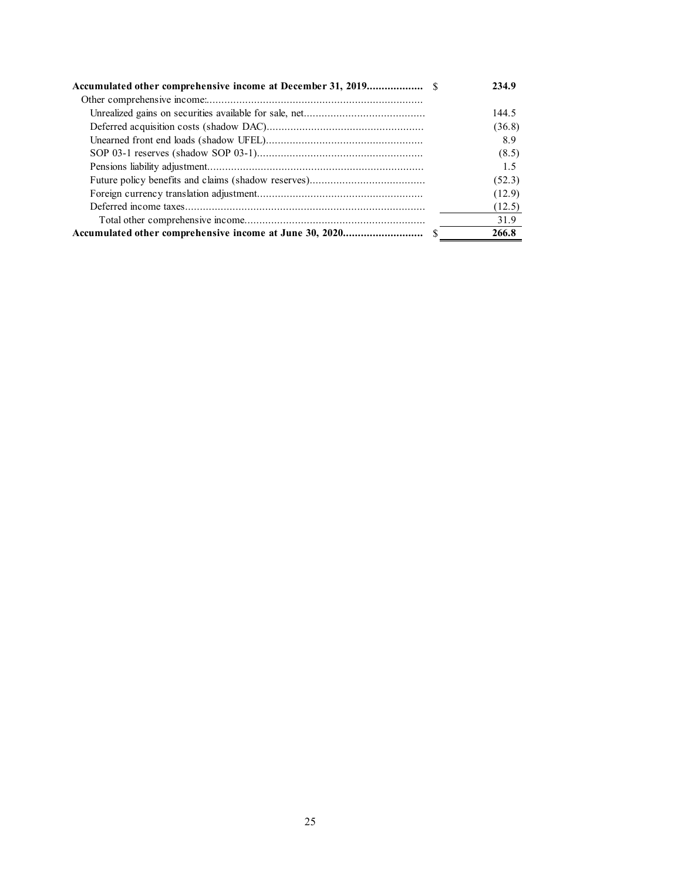| | | |
|---|---|---|
| **Accumulated other comprehensive income at December 31, 2019** | $ | **234.9** |
| Other comprehensive income: | | |
| Unrealized gains on securities available for sale, net | | 144.5 |
| Deferred acquisition costs (shadow DAC) | | (36.8) |
| Unearned front end loads (shadow UFEL) | | 8.9 |
| SOP 03-1 reserves (shadow SOP 03-1) | | (8.5) |
| Pensions liability adjustment | | 1.5 |
| Future policy benefits and claims (shadow reserves) | | (52.3) |
| Foreign currency translation adjustment | | (12.9) |
| Deferred income taxes | | (12.5) |
| Total other comprehensive income | | 31.9 |
| **Accumulated other comprehensive income at June 30, 2020** | $ | **266.8** |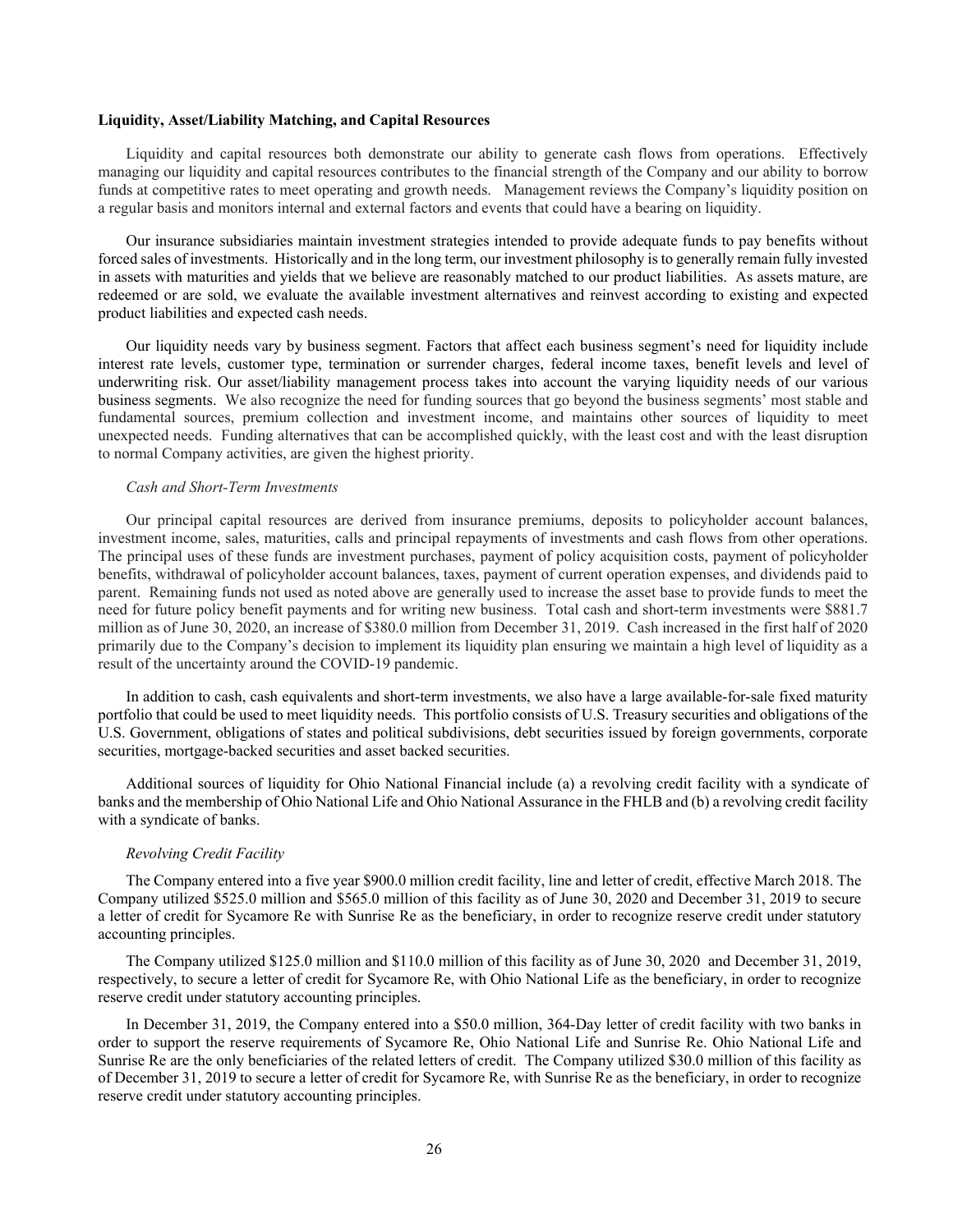**Liquidity, Asset/Liability Matching, and Capital Resources**

Liquidity and capital resources both demonstrate our ability to generate cash flows from operations. Effectively managing our liquidity and capital resources contributes to the financial strength of the Company and our ability to borrow funds at competitive rates to meet operating and growth needs. Management reviews the Company's liquidity position on a regular basis and monitors internal and external factors and events that could have a bearing on liquidity.

Our insurance subsidiaries maintain investment strategies intended to provide adequate funds to pay benefits without forced sales of investments. Historically and in the long term, our investment philosophy is to generally remain fully invested in assets with maturities and yields that we believe are reasonably matched to our product liabilities. As assets mature, are redeemed or are sold, we evaluate the available investment alternatives and reinvest according to existing and expected product liabilities and expected cash needs.

Our liquidity needs vary by business segment. Factors that affect each business segment's need for liquidity include interest rate levels, customer type, termination or surrender charges, federal income taxes, benefit levels and level of underwriting risk. Our asset/liability management process takes into account the varying liquidity needs of our various business segments. We also recognize the need for funding sources that go beyond the business segments' most stable and fundamental sources, premium collection and investment income, and maintains other sources of liquidity to meet unexpected needs. Funding alternatives that can be accomplished quickly, with the least cost and with the least disruption to normal Company activities, are given the highest priority.

*Cash and Short-Term Investments*

Our principal capital resources are derived from insurance premiums, deposits to policyholder account balances, investment income, sales, maturities, calls and principal repayments of investments and cash flows from other operations. The principal uses of these funds are investment purchases, payment of policy acquisition costs, payment of policyholder benefits, withdrawal of policyholder account balances, taxes, payment of current operation expenses, and dividends paid to parent. Remaining funds not used as noted above are generally used to increase the asset base to provide funds to meet the need for future policy benefit payments and for writing new business. Total cash and short-term investments were $881.7 million as of June 30, 2020, an increase of $380.0 million from December 31, 2019. Cash increased in the first half of 2020 primarily due to the Company's decision to implement its liquidity plan ensuring we maintain a high level of liquidity as a result of the uncertainty around the COVID-19 pandemic.

In addition to cash, cash equivalents and short-term investments, we also have a large available-for-sale fixed maturity portfolio that could be used to meet liquidity needs. This portfolio consists of U.S. Treasury securities and obligations of the U.S. Government, obligations of states and political subdivisions, debt securities issued by foreign governments, corporate securities, mortgage-backed securities and asset backed securities.

Additional sources of liquidity for Ohio National Financial include (a) a revolving credit facility with a syndicate of banks and the membership of Ohio National Life and Ohio National Assurance in the FHLB and (b) a revolving credit facility with a syndicate of banks.

*Revolving Credit Facility*

The Company entered into a five year $900.0 million credit facility, line and letter of credit, effective March 2018. The Company utilized $525.0 million and $565.0 million of this facility as of June 30, 2020 and December 31, 2019 to secure a letter of credit for Sycamore Re with Sunrise Re as the beneficiary, in order to recognize reserve credit under statutory accounting principles.

The Company utilized $125.0 million and $110.0 million of this facility as of June 30, 2020 and December 31, 2019, respectively, to secure a letter of credit for Sycamore Re, with Ohio National Life as the beneficiary, in order to recognize reserve credit under statutory accounting principles.

In December 31, 2019, the Company entered into a $50.0 million, 364-Day letter of credit facility with two banks in order to support the reserve requirements of Sycamore Re, Ohio National Life and Sunrise Re. Ohio National Life and Sunrise Re are the only beneficiaries of the related letters of credit. The Company utilized $30.0 million of this facility as of December 31, 2019 to secure a letter of credit for Sycamore Re, with Sunrise Re as the beneficiary, in order to recognize reserve credit under statutory accounting principles.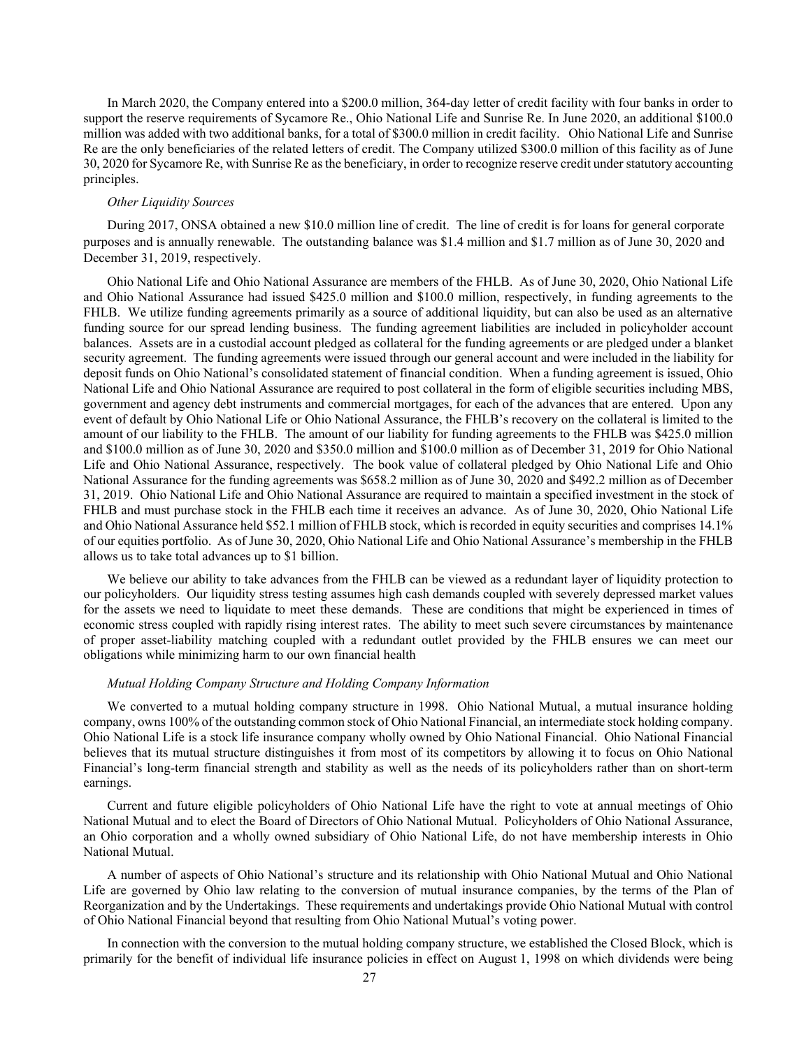In March 2020, the Company entered into a $200.0 million, 364-day letter of credit facility with four banks in order to support the reserve requirements of Sycamore Re., Ohio National Life and Sunrise Re. In June 2020, an additional $100.0 million was added with two additional banks, for a total of $300.0 million in credit facility. Ohio National Life and Sunrise Re are the only beneficiaries of the related letters of credit. The Company utilized $300.0 million of this facility as of June 30, 2020 for Sycamore Re, with Sunrise Re as the beneficiary, in order to recognize reserve credit under statutory accounting principles.

*Other Liquidity Sources*

During 2017, ONSA obtained a new $10.0 million line of credit. The line of credit is for loans for general corporate purposes and is annually renewable. The outstanding balance was $1.4 million and $1.7 million as of June 30, 2020 and December 31, 2019, respectively.

Ohio National Life and Ohio National Assurance are members of the FHLB. As of June 30, 2020, Ohio National Life and Ohio National Assurance had issued $425.0 million and $100.0 million, respectively, in funding agreements to the FHLB. We utilize funding agreements primarily as a source of additional liquidity, but can also be used as an alternative funding source for our spread lending business. The funding agreement liabilities are included in policyholder account balances. Assets are in a custodial account pledged as collateral for the funding agreements or are pledged under a blanket security agreement. The funding agreements were issued through our general account and were included in the liability for deposit funds on Ohio National's consolidated statement of financial condition. When a funding agreement is issued, Ohio National Life and Ohio National Assurance are required to post collateral in the form of eligible securities including MBS, government and agency debt instruments and commercial mortgages, for each of the advances that are entered. Upon any event of default by Ohio National Life or Ohio National Assurance, the FHLB's recovery on the collateral is limited to the amount of our liability to the FHLB. The amount of our liability for funding agreements to the FHLB was $425.0 million and $100.0 million as of June 30, 2020 and $350.0 million and $100.0 million as of December 31, 2019 for Ohio National Life and Ohio National Assurance, respectively. The book value of collateral pledged by Ohio National Life and Ohio National Assurance for the funding agreements was $658.2 million as of June 30, 2020 and $492.2 million as of December 31, 2019. Ohio National Life and Ohio National Assurance are required to maintain a specified investment in the stock of FHLB and must purchase stock in the FHLB each time it receives an advance. As of June 30, 2020, Ohio National Life and Ohio National Assurance held $52.1 million of FHLB stock, which is recorded in equity securities and comprises 14.1% of our equities portfolio. As of June 30, 2020, Ohio National Life and Ohio National Assurance's membership in the FHLB allows us to take total advances up to $1 billion.

We believe our ability to take advances from the FHLB can be viewed as a redundant layer of liquidity protection to our policyholders. Our liquidity stress testing assumes high cash demands coupled with severely depressed market values for the assets we need to liquidate to meet these demands. These are conditions that might be experienced in times of economic stress coupled with rapidly rising interest rates. The ability to meet such severe circumstances by maintenance of proper asset-liability matching coupled with a redundant outlet provided by the FHLB ensures we can meet our obligations while minimizing harm to our own financial health

*Mutual Holding Company Structure and Holding Company Information*

We converted to a mutual holding company structure in 1998. Ohio National Mutual, a mutual insurance holding company, owns 100% of the outstanding common stock of Ohio National Financial, an intermediate stock holding company. Ohio National Life is a stock life insurance company wholly owned by Ohio National Financial. Ohio National Financial believes that its mutual structure distinguishes it from most of its competitors by allowing it to focus on Ohio National Financial's long-term financial strength and stability as well as the needs of its policyholders rather than on short-term earnings.

Current and future eligible policyholders of Ohio National Life have the right to vote at annual meetings of Ohio National Mutual and to elect the Board of Directors of Ohio National Mutual. Policyholders of Ohio National Assurance, an Ohio corporation and a wholly owned subsidiary of Ohio National Life, do not have membership interests in Ohio National Mutual.

A number of aspects of Ohio National's structure and its relationship with Ohio National Mutual and Ohio National Life are governed by Ohio law relating to the conversion of mutual insurance companies, by the terms of the Plan of Reorganization and by the Undertakings. These requirements and undertakings provide Ohio National Mutual with control of Ohio National Financial beyond that resulting from Ohio National Mutual's voting power.

In connection with the conversion to the mutual holding company structure, we established the Closed Block, which is primarily for the benefit of individual life insurance policies in effect on August 1, 1998 on which dividends were being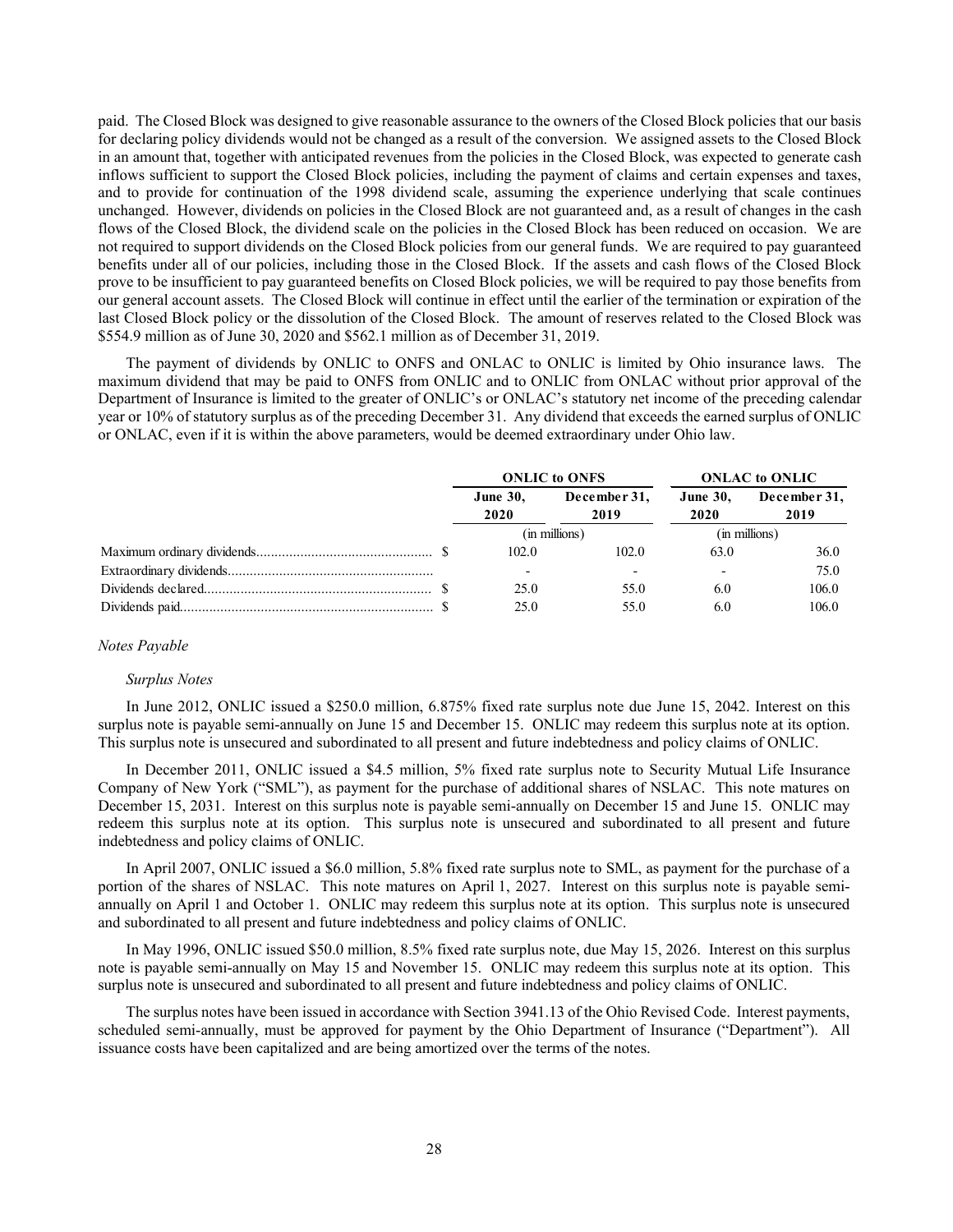paid. The Closed Block was designed to give reasonable assurance to the owners of the Closed Block policies that our basis for declaring policy dividends would not be changed as a result of the conversion. We assigned assets to the Closed Block in an amount that, together with anticipated revenues from the policies in the Closed Block, was expected to generate cash inflows sufficient to support the Closed Block policies, including the payment of claims and certain expenses and taxes, and to provide for continuation of the 1998 dividend scale, assuming the experience underlying that scale continues unchanged. However, dividends on policies in the Closed Block are not guaranteed and, as a result of changes in the cash flows of the Closed Block, the dividend scale on the policies in the Closed Block has been reduced on occasion. We are not required to support dividends on the Closed Block policies from our general funds. We are required to pay guaranteed benefits under all of our policies, including those in the Closed Block. If the assets and cash flows of the Closed Block prove to be insufficient to pay guaranteed benefits on Closed Block policies, we will be required to pay those benefits from our general account assets. The Closed Block will continue in effect until the earlier of the termination or expiration of the last Closed Block policy or the dissolution of the Closed Block. The amount of reserves related to the Closed Block was $554.9 million as of June 30, 2020 and $562.1 million as of December 31, 2019.

The payment of dividends by ONLIC to ONFS and ONLAC to ONLIC is limited by Ohio insurance laws. The maximum dividend that may be paid to ONFS from ONLIC and to ONLIC from ONLAC without prior approval of the Department of Insurance is limited to the greater of ONLIC's or ONLAC's statutory net income of the preceding calendar year or 10% of statutory surplus as of the preceding December 31. Any dividend that exceeds the earned surplus of ONLIC or ONLAC, even if it is within the above parameters, would be deemed extraordinary under Ohio law.

| | ONLIC to ONFS | | ONLAC to ONLIC | |
|---|---|---|---|---|
| | June 30, 2020 | December 31, 2019 | June 30, 2020 | December 31, 2019 |
| | (in millions) | | (in millions) | |
| Maximum ordinary dividends | $ 102.0 | 102.0 | 63.0 | 36.0 |
| Extraordinary dividends | - | - | - | 75.0 |
| Dividends declared | $ 25.0 | 55.0 | 6.0 | 106.0 |
| Dividends paid | $ 25.0 | 55.0 | 6.0 | 106.0 |

*Notes Payable*

*Surplus Notes*

In June 2012, ONLIC issued a $250.0 million, 6.875% fixed rate surplus note due June 15, 2042. Interest on this surplus note is payable semi-annually on June 15 and December 15. ONLIC may redeem this surplus note at its option. This surplus note is unsecured and subordinated to all present and future indebtedness and policy claims of ONLIC.

In December 2011, ONLIC issued a $4.5 million, 5% fixed rate surplus note to Security Mutual Life Insurance Company of New York ("SML"), as payment for the purchase of additional shares of NSLAC. This note matures on December 15, 2031. Interest on this surplus note is payable semi-annually on December 15 and June 15. ONLIC may redeem this surplus note at its option. This surplus note is unsecured and subordinated to all present and future indebtedness and policy claims of ONLIC.

In April 2007, ONLIC issued a $6.0 million, 5.8% fixed rate surplus note to SML, as payment for the purchase of a portion of the shares of NSLAC. This note matures on April 1, 2027. Interest on this surplus note is payable semi-annually on April 1 and October 1. ONLIC may redeem this surplus note at its option. This surplus note is unsecured and subordinated to all present and future indebtedness and policy claims of ONLIC.

In May 1996, ONLIC issued $50.0 million, 8.5% fixed rate surplus note, due May 15, 2026. Interest on this surplus note is payable semi-annually on May 15 and November 15. ONLIC may redeem this surplus note at its option. This surplus note is unsecured and subordinated to all present and future indebtedness and policy claims of ONLIC.

The surplus notes have been issued in accordance with Section 3941.13 of the Ohio Revised Code. Interest payments, scheduled semi-annually, must be approved for payment by the Ohio Department of Insurance ("Department"). All issuance costs have been capitalized and are being amortized over the terms of the notes.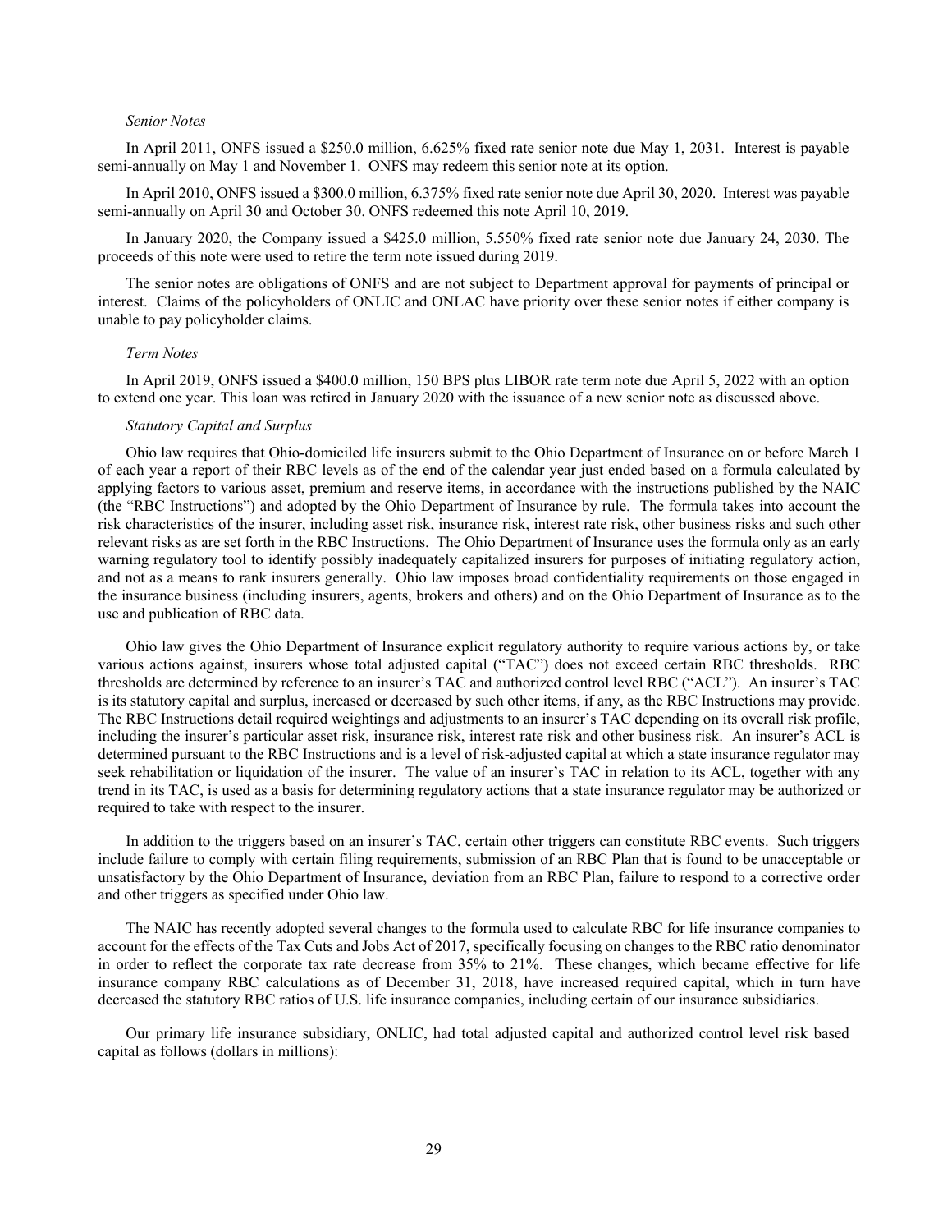*Senior Notes*

In April 2011, ONFS issued a \$250.0 million, 6.625% fixed rate senior note due May 1, 2031. Interest is payable semi-annually on May 1 and November 1. ONFS may redeem this senior note at its option.

In April 2010, ONFS issued a \$300.0 million, 6.375% fixed rate senior note due April 30, 2020. Interest was payable semi-annually on April 30 and October 30. ONFS redeemed this note April 10, 2019.

In January 2020, the Company issued a \$425.0 million, 5.550% fixed rate senior note due January 24, 2030. The proceeds of this note were used to retire the term note issued during 2019.

The senior notes are obligations of ONFS and are not subject to Department approval for payments of principal or interest. Claims of the policyholders of ONLIC and ONLAC have priority over these senior notes if either company is unable to pay policyholder claims.

*Term Notes*

In April 2019, ONFS issued a \$400.0 million, 150 BPS plus LIBOR rate term note due April 5, 2022 with an option to extend one year. This loan was retired in January 2020 with the issuance of a new senior note as discussed above.

*Statutory Capital and Surplus*

Ohio law requires that Ohio-domiciled life insurers submit to the Ohio Department of Insurance on or before March 1 of each year a report of their RBC levels as of the end of the calendar year just ended based on a formula calculated by applying factors to various asset, premium and reserve items, in accordance with the instructions published by the NAIC (the "RBC Instructions") and adopted by the Ohio Department of Insurance by rule. The formula takes into account the risk characteristics of the insurer, including asset risk, insurance risk, interest rate risk, other business risks and such other relevant risks as are set forth in the RBC Instructions. The Ohio Department of Insurance uses the formula only as an early warning regulatory tool to identify possibly inadequately capitalized insurers for purposes of initiating regulatory action, and not as a means to rank insurers generally. Ohio law imposes broad confidentiality requirements on those engaged in the insurance business (including insurers, agents, brokers and others) and on the Ohio Department of Insurance as to the use and publication of RBC data.

Ohio law gives the Ohio Department of Insurance explicit regulatory authority to require various actions by, or take various actions against, insurers whose total adjusted capital ("TAC") does not exceed certain RBC thresholds. RBC thresholds are determined by reference to an insurer's TAC and authorized control level RBC ("ACL"). An insurer's TAC is its statutory capital and surplus, increased or decreased by such other items, if any, as the RBC Instructions may provide. The RBC Instructions detail required weightings and adjustments to an insurer's TAC depending on its overall risk profile, including the insurer's particular asset risk, insurance risk, interest rate risk and other business risk. An insurer's ACL is determined pursuant to the RBC Instructions and is a level of risk-adjusted capital at which a state insurance regulator may seek rehabilitation or liquidation of the insurer. The value of an insurer's TAC in relation to its ACL, together with any trend in its TAC, is used as a basis for determining regulatory actions that a state insurance regulator may be authorized or required to take with respect to the insurer.

In addition to the triggers based on an insurer's TAC, certain other triggers can constitute RBC events. Such triggers include failure to comply with certain filing requirements, submission of an RBC Plan that is found to be unacceptable or unsatisfactory by the Ohio Department of Insurance, deviation from an RBC Plan, failure to respond to a corrective order and other triggers as specified under Ohio law.

The NAIC has recently adopted several changes to the formula used to calculate RBC for life insurance companies to account for the effects of the Tax Cuts and Jobs Act of 2017, specifically focusing on changes to the RBC ratio denominator in order to reflect the corporate tax rate decrease from 35% to 21%. These changes, which became effective for life insurance company RBC calculations as of December 31, 2018, have increased required capital, which in turn have decreased the statutory RBC ratios of U.S. life insurance companies, including certain of our insurance subsidiaries.

Our primary life insurance subsidiary, ONLIC, had total adjusted capital and authorized control level risk based capital as follows (dollars in millions):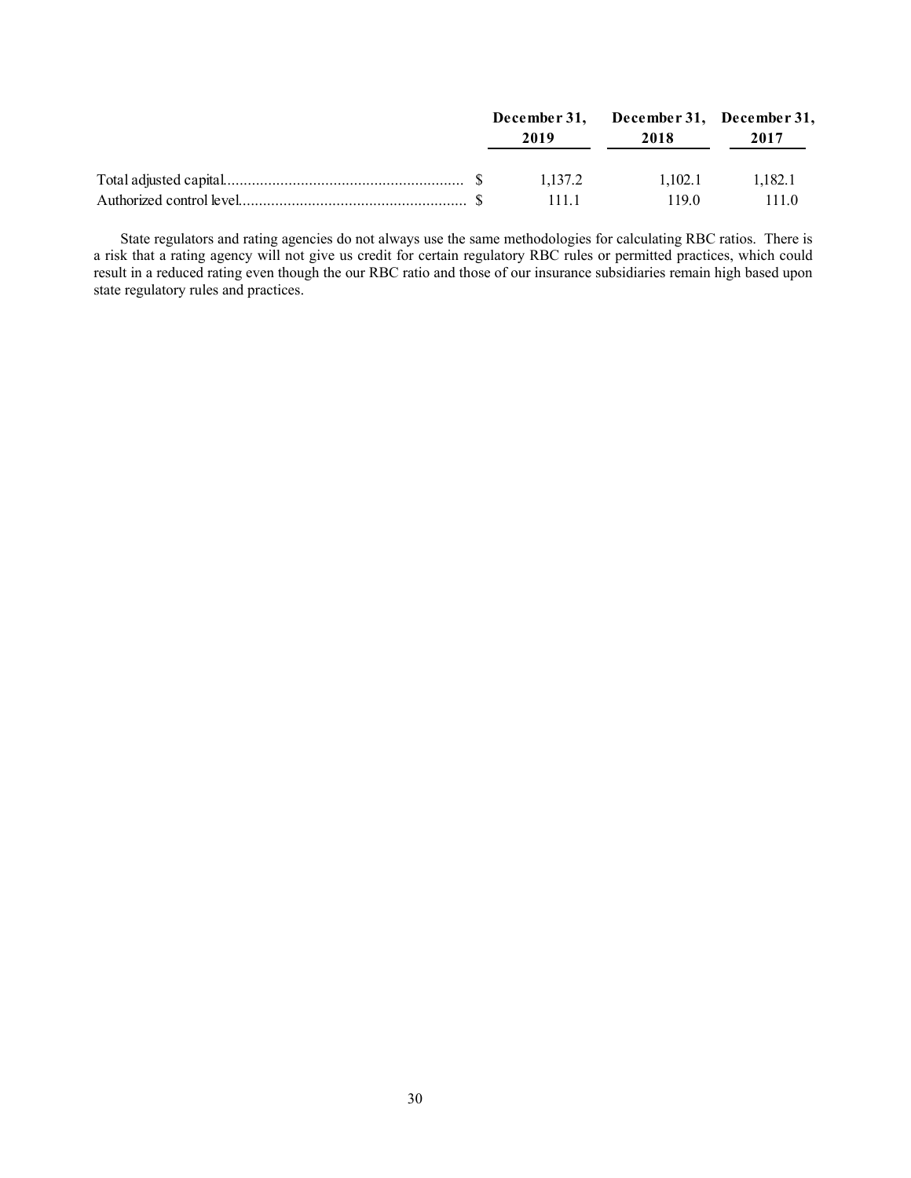| | | December 31, 2019 | December 31, 2018 | December 31, 2017 |
|---|---|---|---|---|
| Total adjusted capital | $ | 1,137.2 | 1,102.1 | 1,182.1 |
| Authorized control level | $ | 111.1 | 119.0 | 111.0 |

State regulators and rating agencies do not always use the same methodologies for calculating RBC ratios. There is a risk that a rating agency will not give us credit for certain regulatory RBC rules or permitted practices, which could result in a reduced rating even though the our RBC ratio and those of our insurance subsidiaries remain high based upon state regulatory rules and practices.